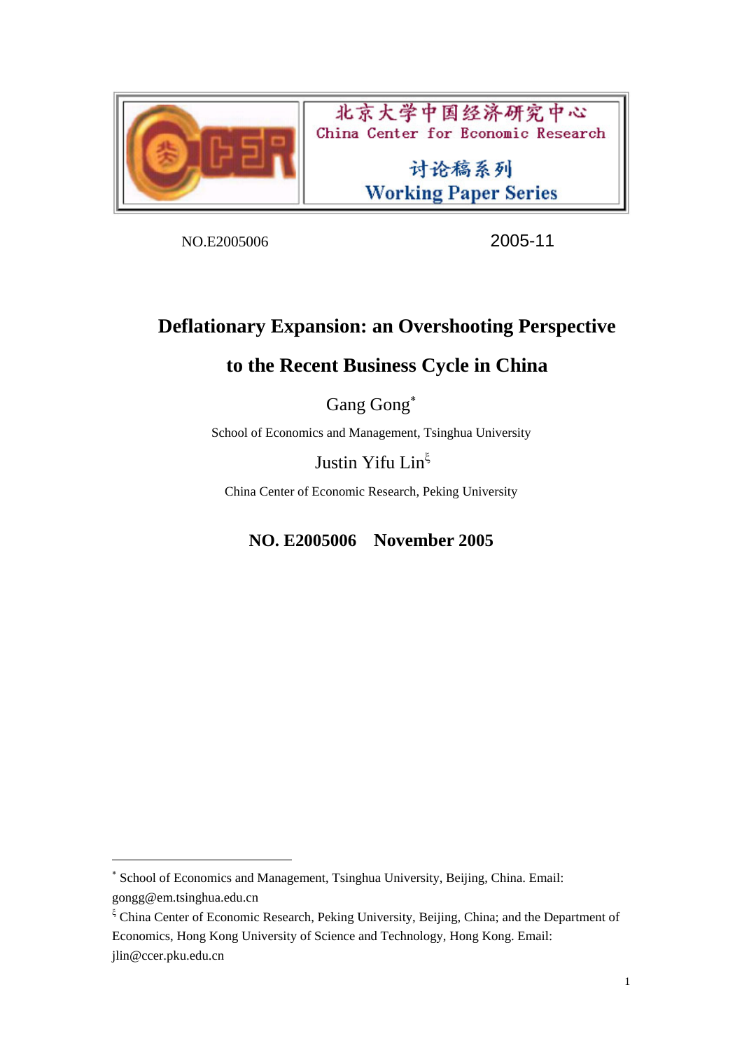北京大学中国经济研究中心
China Center for Economic Research

讨论稿系列
Working Paper Series

NO.E2005006 2005-11

# Deflationary Expansion: an Overshooting Perspective to the Recent Business Cycle in China

Gang Gong[*]

School of Economics and Management, Tsinghua University

Justin Yifu Lin[ξ]

China Center of Economic Research, Peking University

**NO. E2005006 November 2005**

---

[*] School of Economics and Management, Tsinghua University, Beijing, China. Email: gongg@em.tsinghua.edu.cn

[ξ] China Center of Economic Research, Peking University, Beijing, China; and the Department of Economics, Hong Kong University of Science and Technology, Hong Kong. Email: jlin@ccer.pku.edu.cn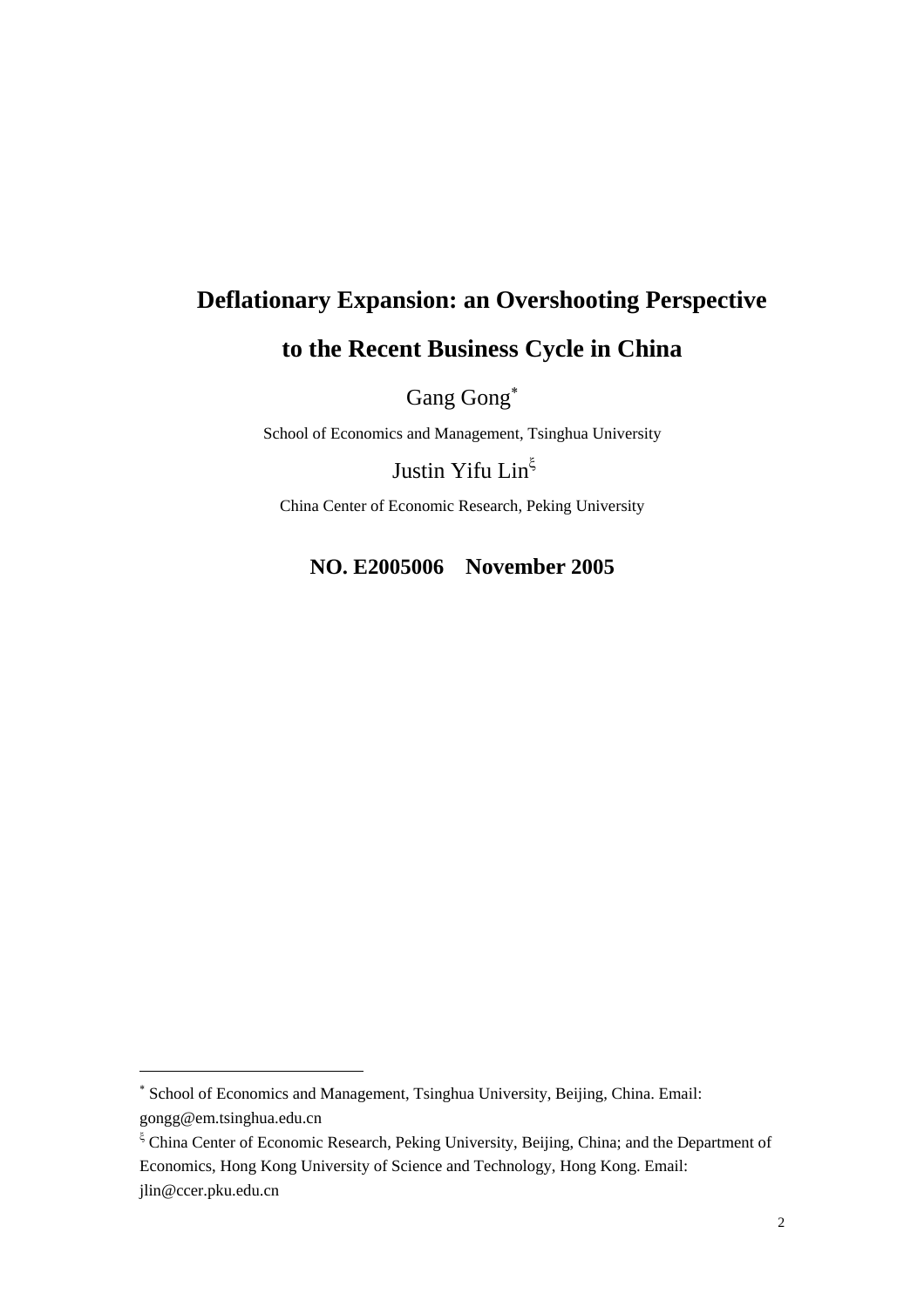# Deflationary Expansion: an Overshooting Perspective to the Recent Business Cycle in China

Gang Gong[*]

School of Economics and Management, Tsinghua University

Justin Yifu Lin[ξ]

China Center of Economic Research, Peking University

**NO. E2005006 November 2005**

---

[*] School of Economics and Management, Tsinghua University, Beijing, China. Email: gongg@em.tsinghua.edu.cn

[ξ] China Center of Economic Research, Peking University, Beijing, China; and the Department of Economics, Hong Kong University of Science and Technology, Hong Kong. Email: jlin@ccer.pku.edu.cn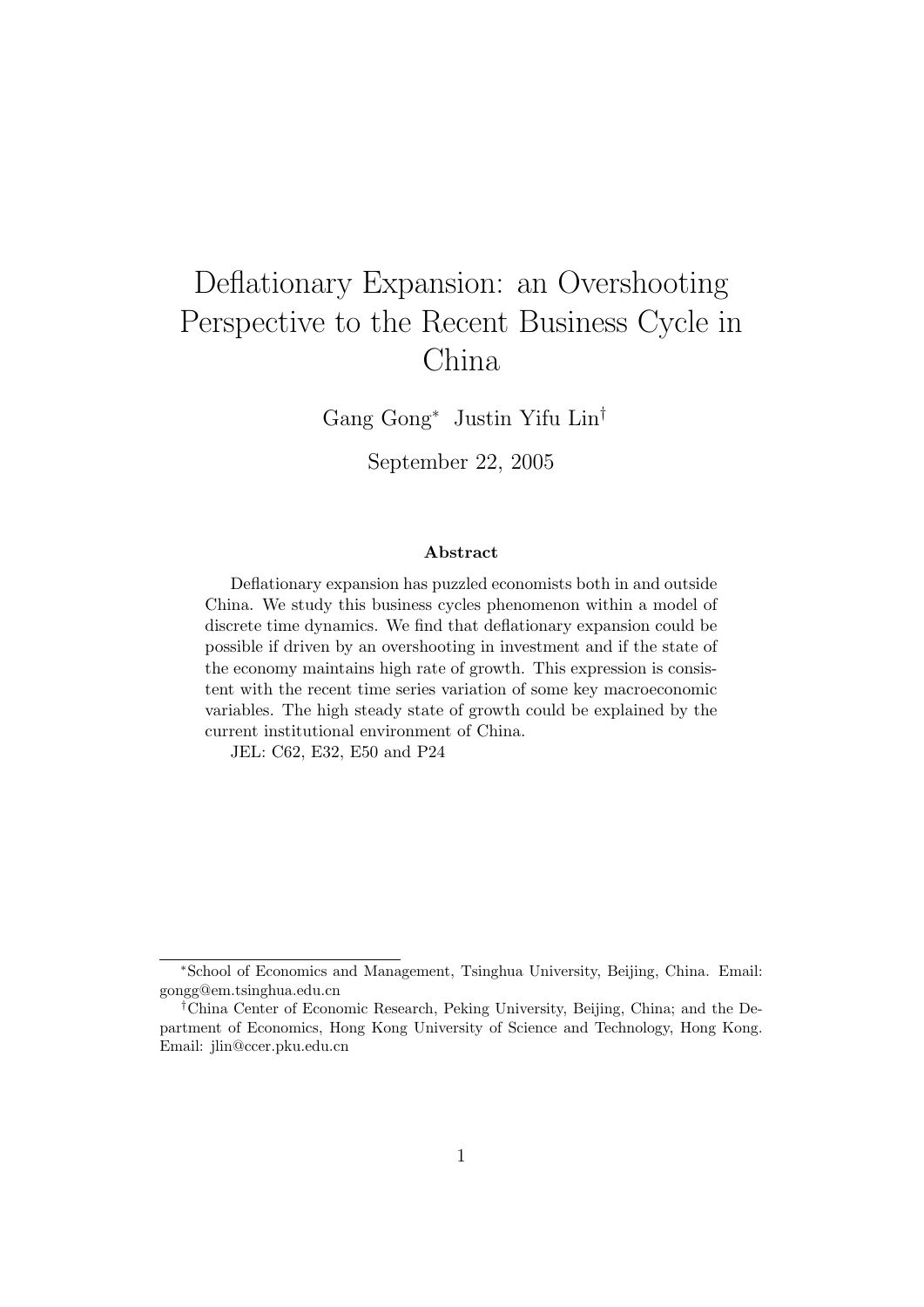# Deflationary Expansion: an Overshooting Perspective to the Recent Business Cycle in China

Gang Gong[*] Justin Yifu Lin[†]

September 22, 2005

**Abstract**

Deflationary expansion has puzzled economists both in and outside China. We study this business cycles phenomenon within a model of discrete time dynamics. We find that deflationary expansion could be possible if driven by an overshooting in investment and if the state of the economy maintains high rate of growth. This expression is consistent with the recent time series variation of some key macroeconomic variables. The high steady state of growth could be explained by the current institutional environment of China.

JEL: C62, E32, E50 and P24

---

[*] School of Economics and Management, Tsinghua University, Beijing, China. Email: gongg@em.tsinghua.edu.cn

[†] China Center of Economic Research, Peking University, Beijing, China; and the Department of Economics, Hong Kong University of Science and Technology, Hong Kong. Email: jlin@ccer.pku.edu.cn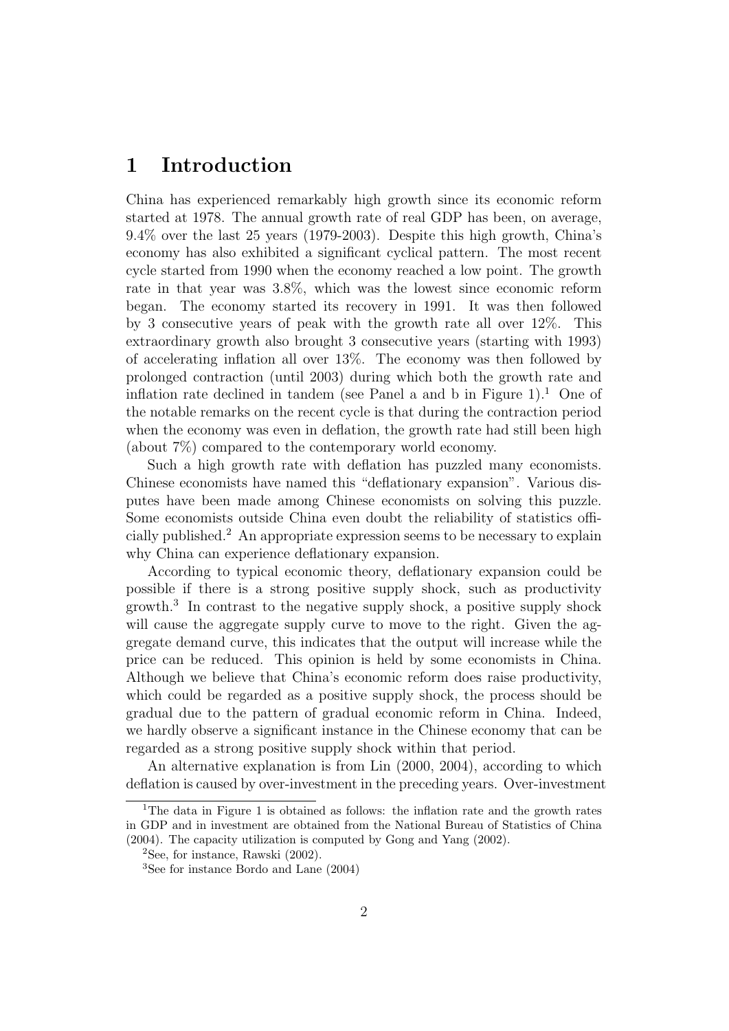# 1 Introduction

China has experienced remarkably high growth since its economic reform started at 1978. The annual growth rate of real GDP has been, on average, 9.4% over the last 25 years (1979-2003). Despite this high growth, China's economy has also exhibited a significant cyclical pattern. The most recent cycle started from 1990 when the economy reached a low point. The growth rate in that year was 3.8%, which was the lowest since economic reform began. The economy started its recovery in 1991. It was then followed by 3 consecutive years of peak with the growth rate all over 12%. This extraordinary growth also brought 3 consecutive years (starting with 1993) of accelerating inflation all over 13%. The economy was then followed by prolonged contraction (until 2003) during which both the growth rate and inflation rate declined in tandem (see Panel a and b in Figure 1).[1] One of the notable remarks on the recent cycle is that during the contraction period when the economy was even in deflation, the growth rate had still been high (about 7%) compared to the contemporary world economy.

Such a high growth rate with deflation has puzzled many economists. Chinese economists have named this "deflationary expansion". Various disputes have been made among Chinese economists on solving this puzzle. Some economists outside China even doubt the reliability of statistics officially published.[2] An appropriate expression seems to be necessary to explain why China can experience deflationary expansion.

According to typical economic theory, deflationary expansion could be possible if there is a strong positive supply shock, such as productivity growth.[3] In contrast to the negative supply shock, a positive supply shock will cause the aggregate supply curve to move to the right. Given the aggregate demand curve, this indicates that the output will increase while the price can be reduced. This opinion is held by some economists in China. Although we believe that China's economic reform does raise productivity, which could be regarded as a positive supply shock, the process should be gradual due to the pattern of gradual economic reform in China. Indeed, we hardly observe a significant instance in the Chinese economy that can be regarded as a strong positive supply shock within that period.

An alternative explanation is from Lin (2000, 2004), according to which deflation is caused by over-investment in the preceding years. Over-investment

[1] The data in Figure 1 is obtained as follows: the inflation rate and the growth rates in GDP and in investment are obtained from the National Bureau of Statistics of China (2004). The capacity utilization is computed by Gong and Yang (2002).

[2] See, for instance, Rawski (2002).

[3] See for instance Bordo and Lane (2004)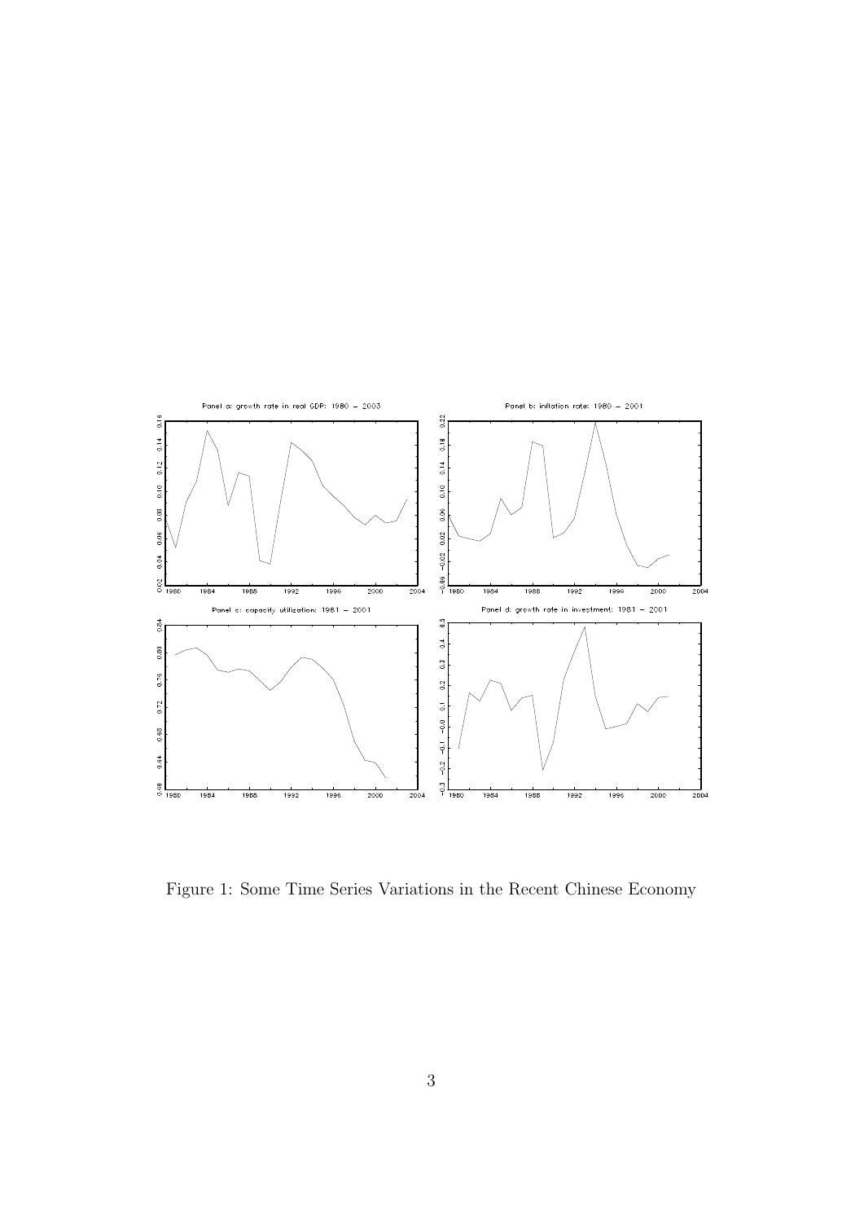Figure 1: Some Time Series Variations in the Recent Chinese Economy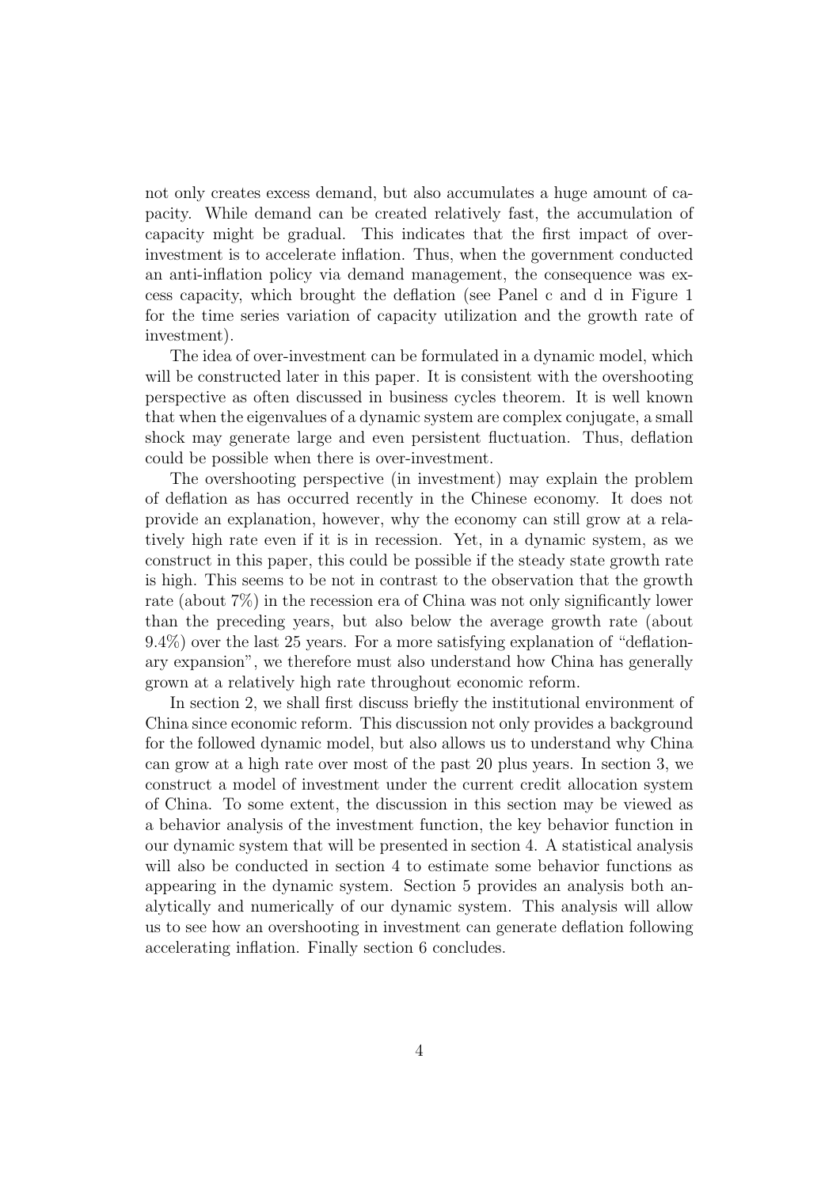not only creates excess demand, but also accumulates a huge amount of capacity. While demand can be created relatively fast, the accumulation of capacity might be gradual. This indicates that the first impact of over-investment is to accelerate inflation. Thus, when the government conducted an anti-inflation policy via demand management, the consequence was excess capacity, which brought the deflation (see Panel c and d in Figure 1 for the time series variation of capacity utilization and the growth rate of investment).

The idea of over-investment can be formulated in a dynamic model, which will be constructed later in this paper. It is consistent with the overshooting perspective as often discussed in business cycles theorem. It is well known that when the eigenvalues of a dynamic system are complex conjugate, a small shock may generate large and even persistent fluctuation. Thus, deflation could be possible when there is over-investment.

The overshooting perspective (in investment) may explain the problem of deflation as has occurred recently in the Chinese economy. It does not provide an explanation, however, why the economy can still grow at a relatively high rate even if it is in recession. Yet, in a dynamic system, as we construct in this paper, this could be possible if the steady state growth rate is high. This seems to be not in contrast to the observation that the growth rate (about 7%) in the recession era of China was not only significantly lower than the preceding years, but also below the average growth rate (about 9.4%) over the last 25 years. For a more satisfying explanation of "deflationary expansion", we therefore must also understand how China has generally grown at a relatively high rate throughout economic reform.

In section 2, we shall first discuss briefly the institutional environment of China since economic reform. This discussion not only provides a background for the followed dynamic model, but also allows us to understand why China can grow at a high rate over most of the past 20 plus years. In section 3, we construct a model of investment under the current credit allocation system of China. To some extent, the discussion in this section may be viewed as a behavior analysis of the investment function, the key behavior function in our dynamic system that will be presented in section 4. A statistical analysis will also be conducted in section 4 to estimate some behavior functions as appearing in the dynamic system. Section 5 provides an analysis both analytically and numerically of our dynamic system. This analysis will allow us to see how an overshooting in investment can generate deflation following accelerating inflation. Finally section 6 concludes.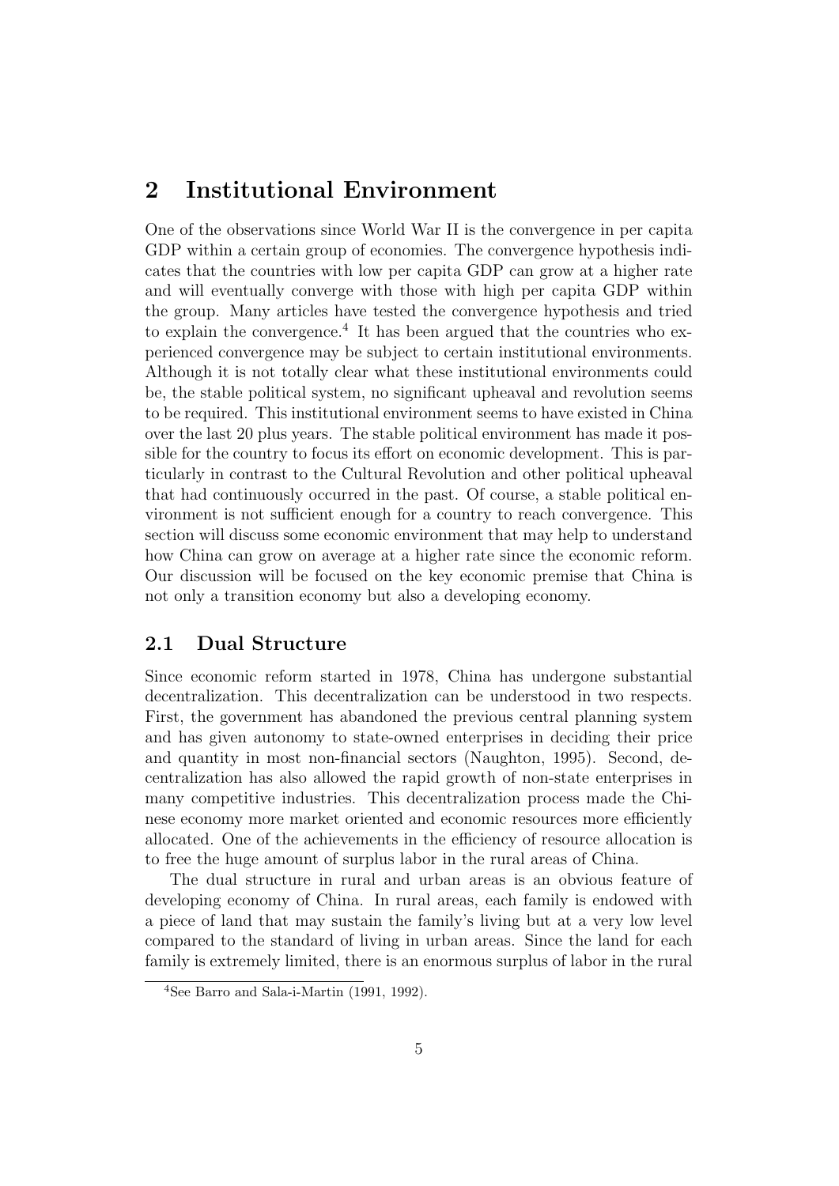# 2 Institutional Environment

One of the observations since World War II is the convergence in per capita GDP within a certain group of economies. The convergence hypothesis indicates that the countries with low per capita GDP can grow at a higher rate and will eventually converge with those with high per capita GDP within the group. Many articles have tested the convergence hypothesis and tried to explain the convergence.[4] It has been argued that the countries who experienced convergence may be subject to certain institutional environments. Although it is not totally clear what these institutional environments could be, the stable political system, no significant upheaval and revolution seems to be required. This institutional environment seems to have existed in China over the last 20 plus years. The stable political environment has made it possible for the country to focus its effort on economic development. This is particularly in contrast to the Cultural Revolution and other political upheaval that had continuously occurred in the past. Of course, a stable political environment is not sufficient enough for a country to reach convergence. This section will discuss some economic environment that may help to understand how China can grow on average at a higher rate since the economic reform. Our discussion will be focused on the key economic premise that China is not only a transition economy but also a developing economy.

## 2.1 Dual Structure

Since economic reform started in 1978, China has undergone substantial decentralization. This decentralization can be understood in two respects. First, the government has abandoned the previous central planning system and has given autonomy to state-owned enterprises in deciding their price and quantity in most non-financial sectors (Naughton, 1995). Second, decentralization has also allowed the rapid growth of non-state enterprises in many competitive industries. This decentralization process made the Chinese economy more market oriented and economic resources more efficiently allocated. One of the achievements in the efficiency of resource allocation is to free the huge amount of surplus labor in the rural areas of China.

The dual structure in rural and urban areas is an obvious feature of developing economy of China. In rural areas, each family is endowed with a piece of land that may sustain the family's living but at a very low level compared to the standard of living in urban areas. Since the land for each family is extremely limited, there is an enormous surplus of labor in the rural

[4] See Barro and Sala-i-Martin (1991, 1992).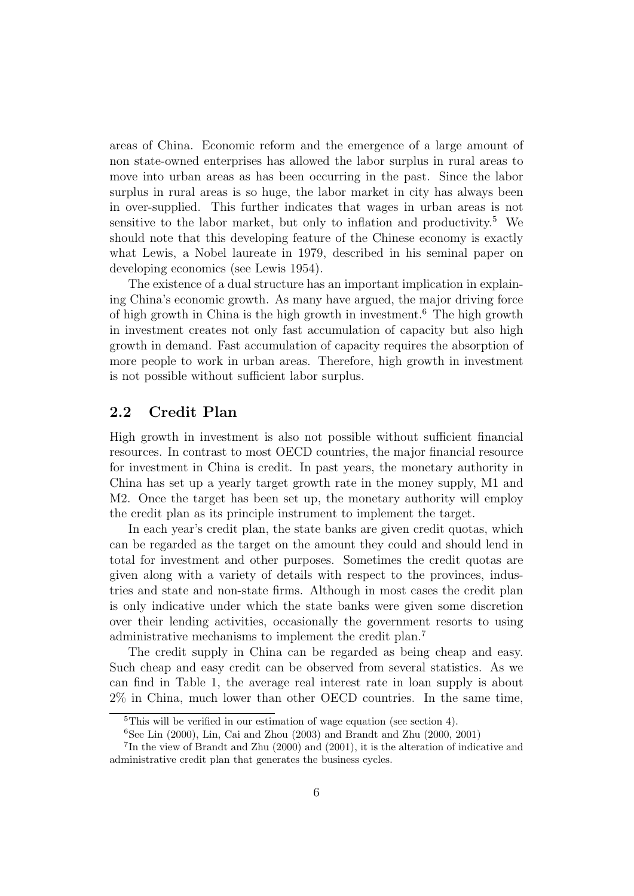areas of China. Economic reform and the emergence of a large amount of non state-owned enterprises has allowed the labor surplus in rural areas to move into urban areas as has been occurring in the past. Since the labor surplus in rural areas is so huge, the labor market in city has always been in over-supplied. This further indicates that wages in urban areas is not sensitive to the labor market, but only to inflation and productivity.[5] We should note that this developing feature of the Chinese economy is exactly what Lewis, a Nobel laureate in 1979, described in his seminal paper on developing economics (see Lewis 1954).

The existence of a dual structure has an important implication in explaining China's economic growth. As many have argued, the major driving force of high growth in China is the high growth in investment.[6] The high growth in investment creates not only fast accumulation of capacity but also high growth in demand. Fast accumulation of capacity requires the absorption of more people to work in urban areas. Therefore, high growth in investment is not possible without sufficient labor surplus.

## 2.2 Credit Plan

High growth in investment is also not possible without sufficient financial resources. In contrast to most OECD countries, the major financial resource for investment in China is credit. In past years, the monetary authority in China has set up a yearly target growth rate in the money supply, M1 and M2. Once the target has been set up, the monetary authority will employ the credit plan as its principle instrument to implement the target.

In each year's credit plan, the state banks are given credit quotas, which can be regarded as the target on the amount they could and should lend in total for investment and other purposes. Sometimes the credit quotas are given along with a variety of details with respect to the provinces, industries and state and non-state firms. Although in most cases the credit plan is only indicative under which the state banks were given some discretion over their lending activities, occasionally the government resorts to using administrative mechanisms to implement the credit plan.[7]

The credit supply in China can be regarded as being cheap and easy. Such cheap and easy credit can be observed from several statistics. As we can find in Table 1, the average real interest rate in loan supply is about 2% in China, much lower than other OECD countries. In the same time,

[5] This will be verified in our estimation of wage equation (see section 4).

[6] See Lin (2000), Lin, Cai and Zhou (2003) and Brandt and Zhu (2000, 2001)

[7] In the view of Brandt and Zhu (2000) and (2001), it is the alteration of indicative and administrative credit plan that generates the business cycles.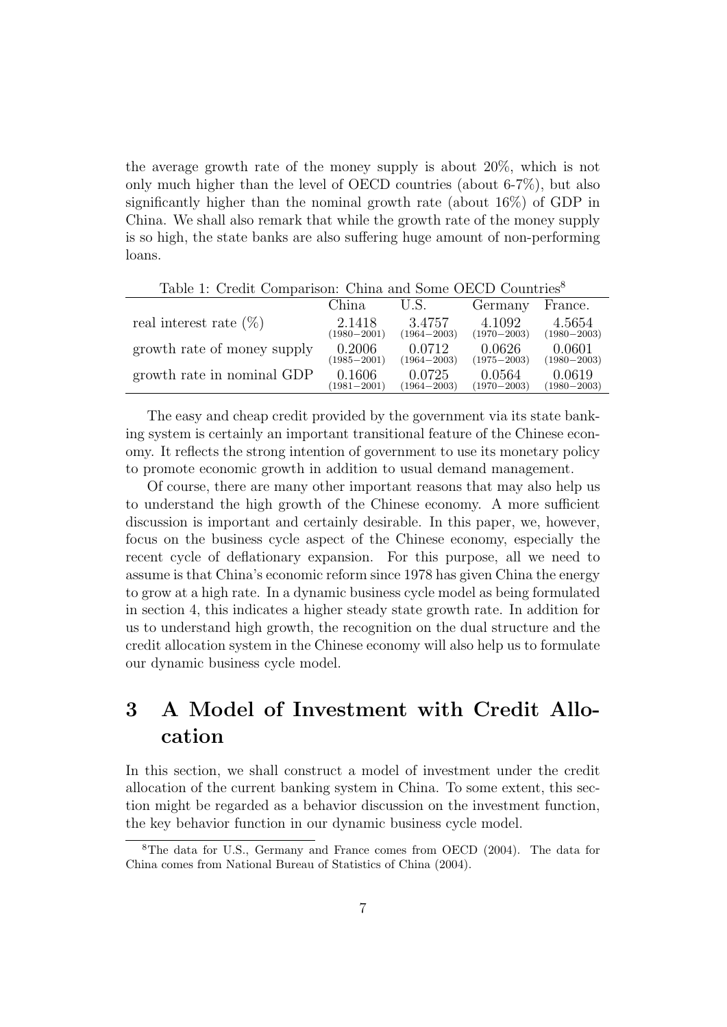the average growth rate of the money supply is about 20%, which is not only much higher than the level of OECD countries (about 6-7%), but also significantly higher than the nominal growth rate (about 16%) of GDP in China. We shall also remark that while the growth rate of the money supply is so high, the state banks are also suffering huge amount of non-performing loans.

Table 1: Credit Comparison: China and Some OECD Countries[8]

| | China | U.S. | Germany | France. |
|---|---|---|---|---|
| real interest rate (%) | 2.1418 (1980−2001) | 3.4757 (1964−2003) | 4.1092 (1970−2003) | 4.5654 (1980−2003) |
| growth rate of money supply | 0.2006 (1985−2001) | 0.0712 (1964−2003) | 0.0626 (1975−2003) | 0.0601 (1980−2003) |
| growth rate in nominal GDP | 0.1606 (1981−2001) | 0.0725 (1964−2003) | 0.0564 (1970−2003) | 0.0619 (1980−2003) |

The easy and cheap credit provided by the government via its state banking system is certainly an important transitional feature of the Chinese economy. It reflects the strong intention of government to use its monetary policy to promote economic growth in addition to usual demand management.

Of course, there are many other important reasons that may also help us to understand the high growth of the Chinese economy. A more sufficient discussion is important and certainly desirable. In this paper, we, however, focus on the business cycle aspect of the Chinese economy, especially the recent cycle of deflationary expansion. For this purpose, all we need to assume is that China's economic reform since 1978 has given China the energy to grow at a high rate. In a dynamic business cycle model as being formulated in section 4, this indicates a higher steady state growth rate. In addition for us to understand high growth, the recognition on the dual structure and the credit allocation system in the Chinese economy will also help us to formulate our dynamic business cycle model.

# 3 A Model of Investment with Credit Allocation

In this section, we shall construct a model of investment under the credit allocation of the current banking system in China. To some extent, this section might be regarded as a behavior discussion on the investment function, the key behavior function in our dynamic business cycle model.

[8]The data for U.S., Germany and France comes from OECD (2004). The data for China comes from National Bureau of Statistics of China (2004).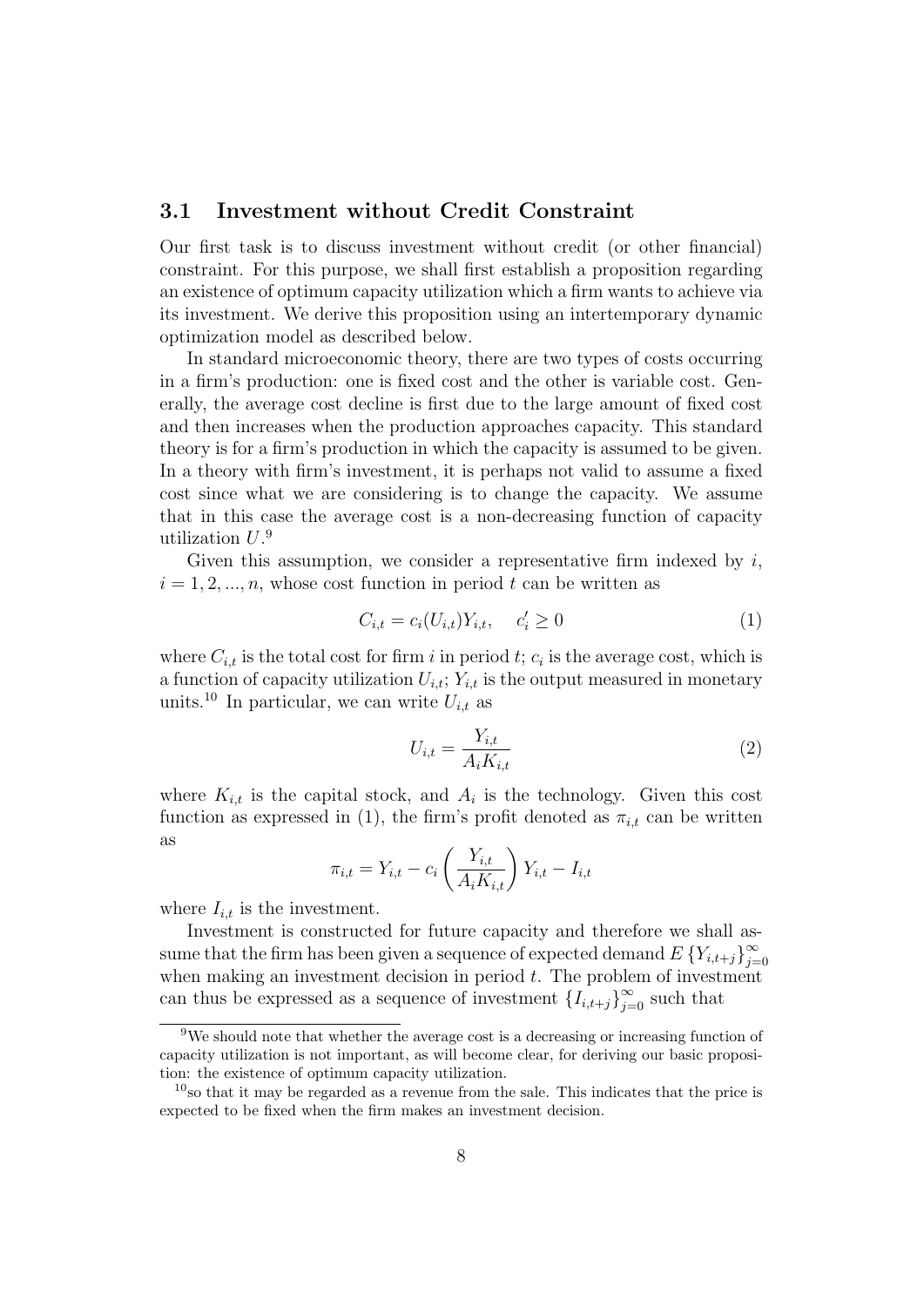### 3.1 Investment without Credit Constraint

Our first task is to discuss investment without credit (or other financial) constraint. For this purpose, we shall first establish a proposition regarding an existence of optimum capacity utilization which a firm wants to achieve via its investment. We derive this proposition using an intertemporary dynamic optimization model as described below.

In standard microeconomic theory, there are two types of costs occurring in a firm's production: one is fixed cost and the other is variable cost. Generally, the average cost decline is first due to the large amount of fixed cost and then increases when the production approaches capacity. This standard theory is for a firm's production in which the capacity is assumed to be given. In a theory with firm's investment, it is perhaps not valid to assume a fixed cost since what we are considering is to change the capacity. We assume that in this case the average cost is a non-decreasing function of capacity utilization $U$.[9]

Given this assumption, we consider a representative firm indexed by $i$, $i = 1, 2, ..., n$, whose cost function in period $t$ can be written as

$$C_{i,t} = c_i(U_{i,t})Y_{i,t}, \quad c_i' \geq 0 \tag{1}$$

where $C_{i,t}$ is the total cost for firm $i$ in period $t$; $c_i$ is the average cost, which is a function of capacity utilization $U_{i,t}$; $Y_{i,t}$ is the output measured in monetary units.[10] In particular, we can write $U_{i,t}$ as

$$U_{i,t} = \frac{Y_{i,t}}{A_i K_{i,t}} \tag{2}$$

where $K_{i,t}$ is the capital stock, and $A_i$ is the technology. Given this cost function as expressed in (1), the firm's profit denoted as $\pi_{i,t}$ can be written as

$$\pi_{i,t} = Y_{i,t} - c_i\left(\frac{Y_{i,t}}{A_i K_{i,t}}\right)Y_{i,t} - I_{i,t}$$

where $I_{i,t}$ is the investment.

Investment is constructed for future capacity and therefore we shall assume that the firm has been given a sequence of expected demand $E\left\{Y_{i,t+j}\right\}_{j=0}^{\infty}$ when making an investment decision in period $t$. The problem of investment can thus be expressed as a sequence of investment $\left\{I_{i,t+j}\right\}_{j=0}^{\infty}$ such that

---

[9] We should note that whether the average cost is a decreasing or increasing function of capacity utilization is not important, as will become clear, for deriving our basic proposition: the existence of optimum capacity utilization.

[10] so that it may be regarded as a revenue from the sale. This indicates that the price is expected to be fixed when the firm makes an investment decision.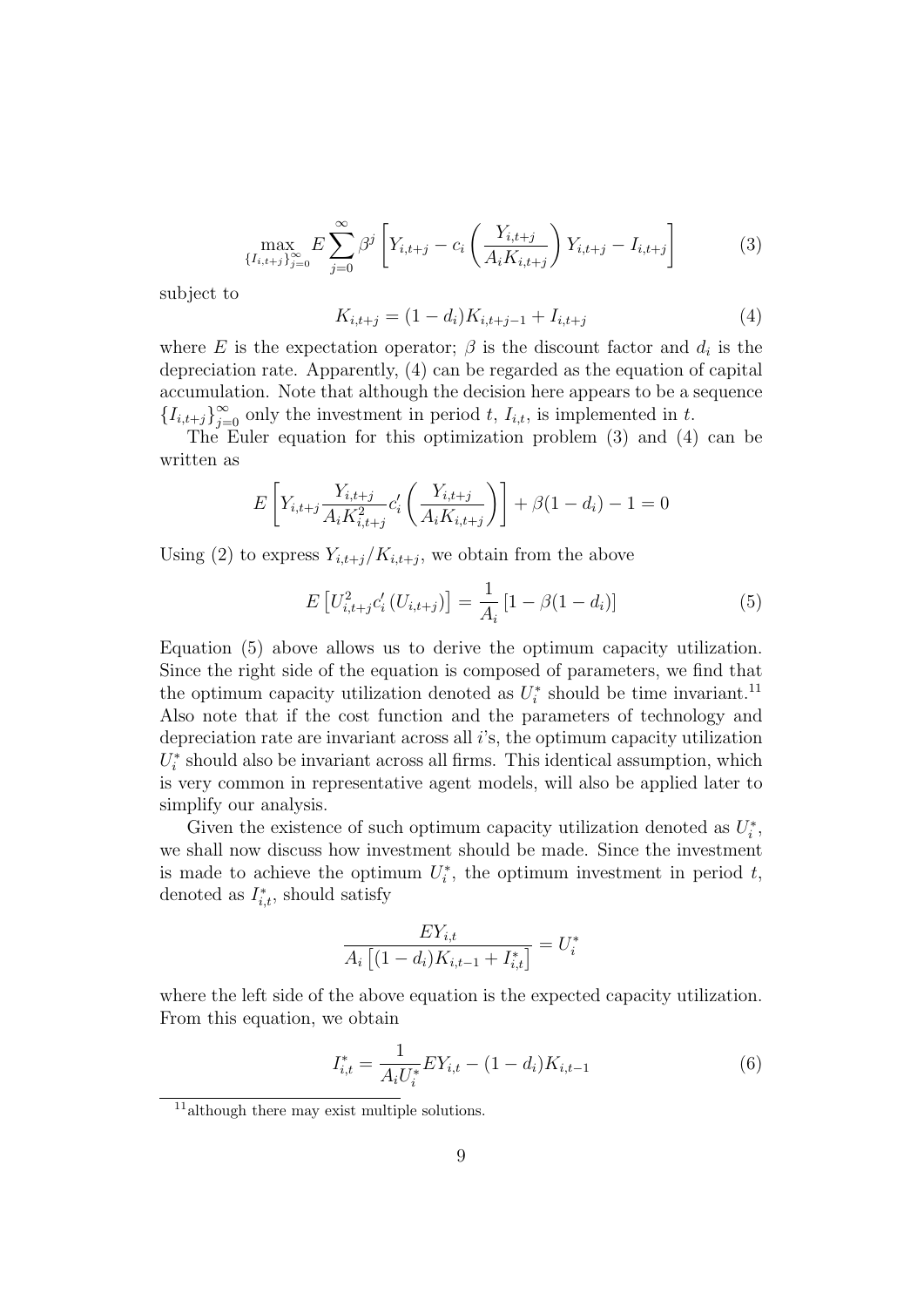$$\max_{\{I_{i,t+j}\}_{j=0}^{\infty}} E\sum_{j=0}^{\infty}\beta^j\left[Y_{i,t+j}-c_i\left(\frac{Y_{i,t+j}}{A_iK_{i,t+j}}\right)Y_{i,t+j}-I_{i,t+j}\right] \tag{3}$$

subject to

$$K_{i,t+j}=(1-d_i)K_{i,t+j-1}+I_{i,t+j} \tag{4}$$

where $E$ is the expectation operator; $\beta$ is the discount factor and $d_i$ is the depreciation rate. Apparently, (4) can be regarded as the equation of capital accumulation. Note that although the decision here appears to be a sequence $\{I_{i,t+j}\}_{j=0}^{\infty}$ only the investment in period $t$, $I_{i,t}$, is implemented in $t$.

The Euler equation for this optimization problem (3) and (4) can be written as

$$E\left[Y_{i,t+j}\frac{Y_{i,t+j}}{A_iK_{i,t+j}^2}c_i'\left(\frac{Y_{i,t+j}}{A_iK_{i,t+j}}\right)\right]+\beta(1-d_i)-1=0$$

Using (2) to express $Y_{i,t+j}/K_{i,t+j}$, we obtain from the above

$$E\left[U_{i,t+j}^2c_i'\left(U_{i,t+j}\right)\right]=\frac{1}{A_i}\left[1-\beta(1-d_i)\right] \tag{5}$$

Equation (5) above allows us to derive the optimum capacity utilization. Since the right side of the equation is composed of parameters, we find that the optimum capacity utilization denoted as $U_i^*$ should be time invariant.[11] Also note that if the cost function and the parameters of technology and depreciation rate are invariant across all $i$'s, the optimum capacity utilization $U_i^*$ should also be invariant across all firms. This identical assumption, which is very common in representative agent models, will also be applied later to simplify our analysis.

Given the existence of such optimum capacity utilization denoted as $U_i^*$, we shall now discuss how investment should be made. Since the investment is made to achieve the optimum $U_i^*$, the optimum investment in period $t$, denoted as $I_{i,t}^*$, should satisfy

$$\frac{EY_{i,t}}{A_i\left[(1-d_i)K_{i,t-1}+I_{i,t}^*\right]}=U_i^*$$

where the left side of the above equation is the expected capacity utilization. From this equation, we obtain

$$I_{i,t}^*=\frac{1}{A_iU_i^*}EY_{i,t}-(1-d_i)K_{i,t-1} \tag{6}$$

[11] although there may exist multiple solutions.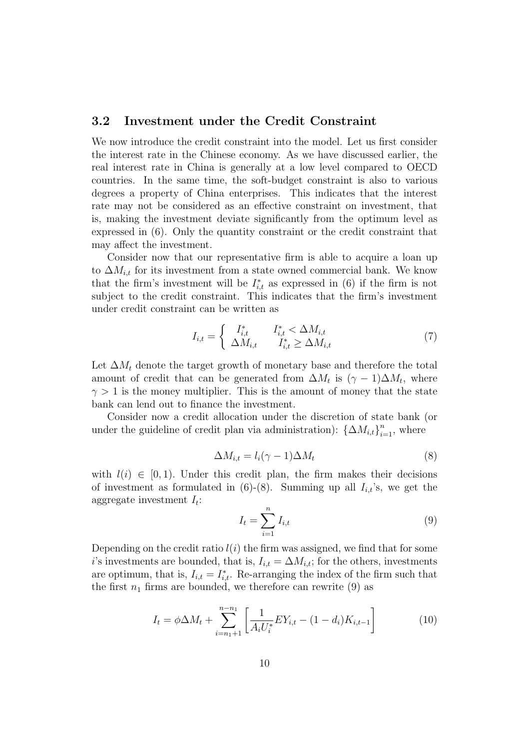### 3.2 Investment under the Credit Constraint

We now introduce the credit constraint into the model. Let us first consider the interest rate in the Chinese economy. As we have discussed earlier, the real interest rate in China is generally at a low level compared to OECD countries. In the same time, the soft-budget constraint is also to various degrees a property of China enterprises. This indicates that the interest rate may not be considered as an effective constraint on investment, that is, making the investment deviate significantly from the optimum level as expressed in (6). Only the quantity constraint or the credit constraint that may affect the investment.

Consider now that our representative firm is able to acquire a loan up to $\Delta M_{i,t}$ for its investment from a state owned commercial bank. We know that the firm's investment will be $I^*_{i,t}$ as expressed in (6) if the firm is not subject to the credit constraint. This indicates that the firm's investment under credit constraint can be written as

$$I_{i,t} = \begin{cases} I^*_{i,t} & I^*_{i,t} < \Delta M_{i,t} \\ \Delta M_{i,t} & I^*_{i,t} \geq \Delta M_{i,t} \end{cases} \tag{7}$$

Let $\Delta M_t$ denote the target growth of monetary base and therefore the total amount of credit that can be generated from $\Delta M_t$ is $(\gamma - 1)\Delta M_t$, where $\gamma > 1$ is the money multiplier. This is the amount of money that the state bank can lend out to finance the investment.

Consider now a credit allocation under the discretion of state bank (or under the guideline of credit plan via administration): $\{\Delta M_{i,t}\}_{i=1}^n$, where

$$\Delta M_{i,t} = l_i(\gamma - 1)\Delta M_t \tag{8}$$

with $l(i) \in [0, 1)$. Under this credit plan, the firm makes their decisions of investment as formulated in (6)-(8). Summing up all $I_{i,t}$'s, we get the aggregate investment $I_t$:

$$I_t = \sum_{i=1}^{n} I_{i,t} \tag{9}$$

Depending on the credit ratio $l(i)$ the firm was assigned, we find that for some $i$'s investments are bounded, that is, $I_{i,t} = \Delta M_{i,t}$; for the others, investments are optimum, that is, $I_{i,t} = I^*_{i,t}$. Re-arranging the index of the firm such that the first $n_1$ firms are bounded, we therefore can rewrite (9) as

$$I_t = \phi \Delta M_t + \sum_{i=n_1+1}^{n-n_1} \left[ \frac{1}{A_i U_i^*} E Y_{i,t} - (1 - d_i) K_{i,t-1} \right] \tag{10}$$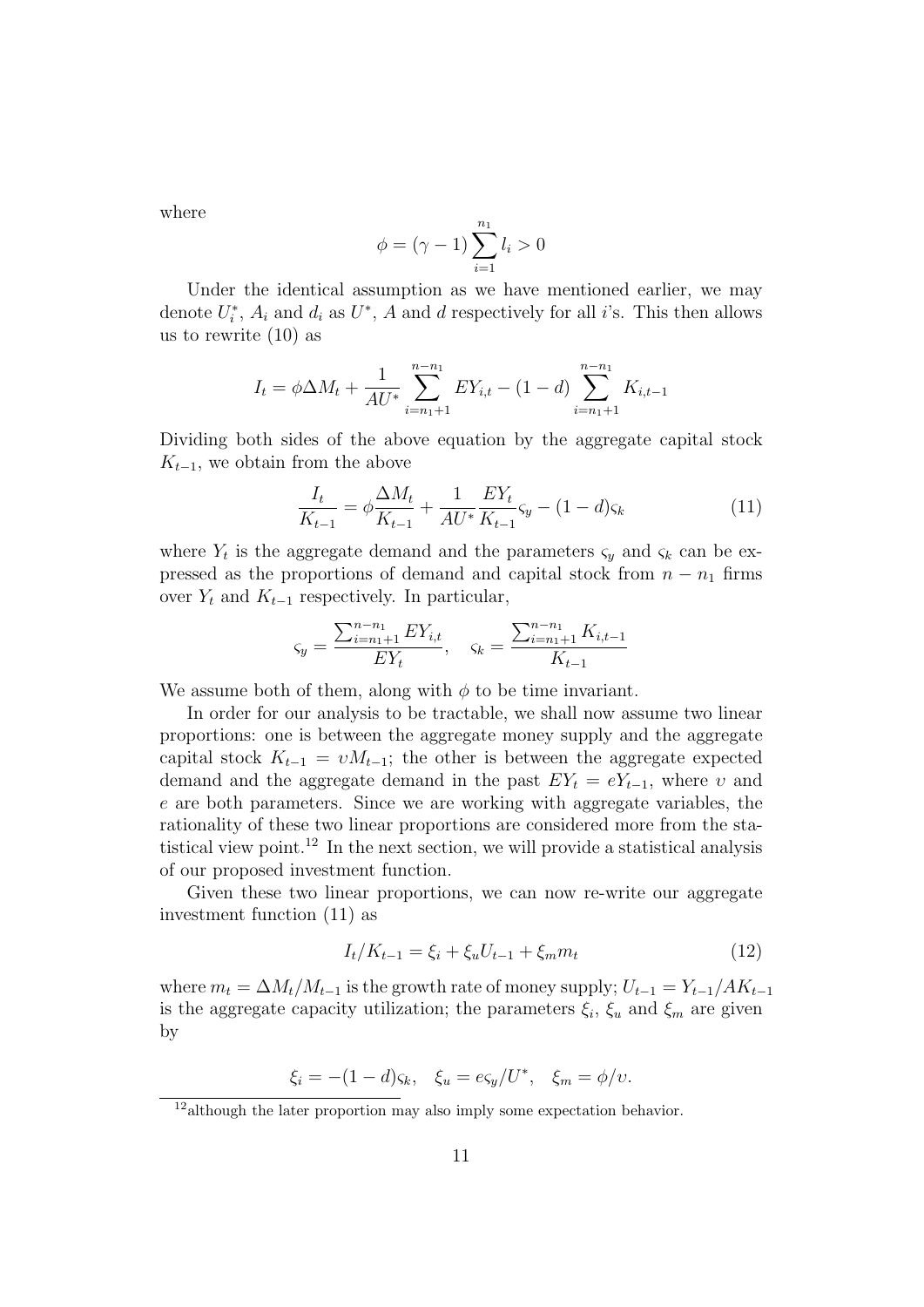where

$$\phi = (\gamma - 1)\sum_{i=1}^{n_1} l_i > 0$$

Under the identical assumption as we have mentioned earlier, we may denote $U_i^*$, $A_i$ and $d_i$ as $U^*$, $A$ and $d$ respectively for all $i$'s. This then allows us to rewrite (10) as

$$I_t = \phi \Delta M_t + \frac{1}{AU^*}\sum_{i=n_1+1}^{n-n_1} EY_{i,t} - (1-d)\sum_{i=n_1+1}^{n-n_1} K_{i,t-1}$$

Dividing both sides of the above equation by the aggregate capital stock $K_{t-1}$, we obtain from the above

$$\frac{I_t}{K_{t-1}} = \phi \frac{\Delta M_t}{K_{t-1}} + \frac{1}{AU^*}\frac{EY_t}{K_{t-1}}\varsigma_y - (1-d)\varsigma_k \tag{11}$$

where $Y_t$ is the aggregate demand and the parameters $\varsigma_y$ and $\varsigma_k$ can be expressed as the proportions of demand and capital stock from $n - n_1$ firms over $Y_t$ and $K_{t-1}$ respectively. In particular,

$$\varsigma_y = \frac{\sum_{i=n_1+1}^{n-n_1} EY_{i,t}}{EY_t}, \quad \varsigma_k = \frac{\sum_{i=n_1+1}^{n-n_1} K_{i,t-1}}{K_{t-1}}$$

We assume both of them, along with $\phi$ to be time invariant.

In order for our analysis to be tractable, we shall now assume two linear proportions: one is between the aggregate money supply and the aggregate capital stock $K_{t-1} = \upsilon M_{t-1}$; the other is between the aggregate expected demand and the aggregate demand in the past $EY_t = eY_{t-1}$, where $\upsilon$ and $e$ are both parameters. Since we are working with aggregate variables, the rationality of these two linear proportions are considered more from the statistical view point.[12] In the next section, we will provide a statistical analysis of our proposed investment function.

Given these two linear proportions, we can now re-write our aggregate investment function (11) as

$$I_t/K_{t-1} = \xi_i + \xi_u U_{t-1} + \xi_m m_t \tag{12}$$

where $m_t = \Delta M_t / M_{t-1}$ is the growth rate of money supply; $U_{t-1} = Y_{t-1}/AK_{t-1}$ is the aggregate capacity utilization; the parameters $\xi_i$, $\xi_u$ and $\xi_m$ are given by

$$\xi_i = -(1-d)\varsigma_k, \quad \xi_u = e\varsigma_y / U^*, \quad \xi_m = \phi/\upsilon.$$

[12] although the later proportion may also imply some expectation behavior.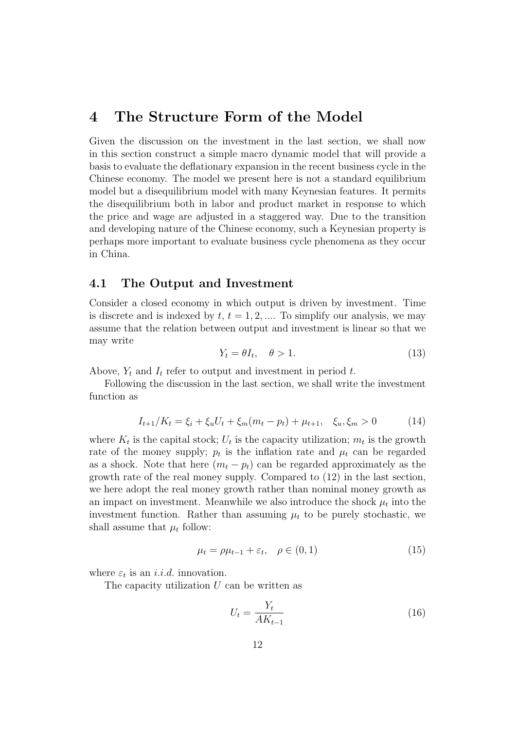# 4 The Structure Form of the Model

Given the discussion on the investment in the last section, we shall now in this section construct a simple macro dynamic model that will provide a basis to evaluate the deflationary expansion in the recent business cycle in the Chinese economy. The model we present here is not a standard equilibrium model but a disequilibrium model with many Keynesian features. It permits the disequilibrium both in labor and product market in response to which the price and wage are adjusted in a staggered way. Due to the transition and developing nature of the Chinese economy, such a Keynesian property is perhaps more important to evaluate business cycle phenomena as they occur in China.

## 4.1 The Output and Investment

Consider a closed economy in which output is driven by investment. Time is discrete and is indexed by $t$, $t = 1, 2, ....$ To simplify our analysis, we may assume that the relation between output and investment is linear so that we may write

$$Y_t = \theta I_t, \quad \theta > 1. \tag{13}$$

Above, $Y_t$ and $I_t$ refer to output and investment in period $t$.

Following the discussion in the last section, we shall write the investment function as

$$I_{t+1}/K_t = \xi_i + \xi_u U_t + \xi_m (m_t - p_t) + \mu_{t+1}, \quad \xi_u, \xi_m > 0 \tag{14}$$

where $K_t$ is the capital stock; $U_t$ is the capacity utilization; $m_t$ is the growth rate of the money supply; $p_t$ is the inflation rate and $\mu_t$ can be regarded as a shock. Note that here $(m_t - p_t)$ can be regarded approximately as the growth rate of the real money supply. Compared to (12) in the last section, we here adopt the real money growth rather than nominal money growth as an impact on investment. Meanwhile we also introduce the shock $\mu_t$ into the investment function. Rather than assuming $\mu_t$ to be purely stochastic, we shall assume that $\mu_t$ follow:

$$\mu_t = \rho \mu_{t-1} + \varepsilon_t, \quad \rho \in (0, 1) \tag{15}$$

where $\varepsilon_t$ is an *i.i.d.* innovation.

The capacity utilization $U$ can be written as

$$U_t = \frac{Y_t}{AK_{t-1}} \tag{16}$$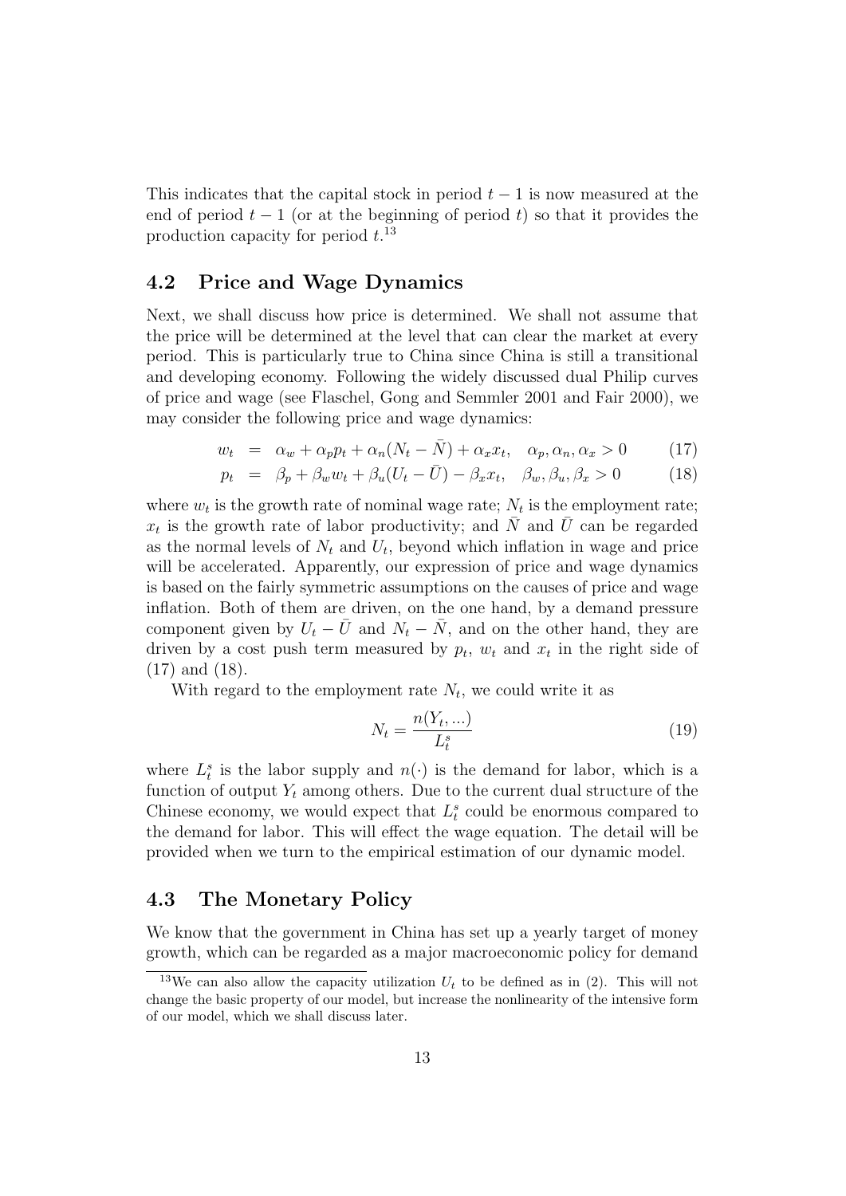This indicates that the capital stock in period $t-1$ is now measured at the end of period $t-1$ (or at the beginning of period $t$) so that it provides the production capacity for period $t$.[13]

## 4.2 Price and Wage Dynamics

Next, we shall discuss how price is determined. We shall not assume that the price will be determined at the level that can clear the market at every period. This is particularly true to China since China is still a transitional and developing economy. Following the widely discussed dual Philip curves of price and wage (see Flaschel, Gong and Semmler 2001 and Fair 2000), we may consider the following price and wage dynamics:

$$w_t = \alpha_w + \alpha_p p_t + \alpha_n (N_t - \bar{N}) + \alpha_x x_t, \quad \alpha_p, \alpha_n, \alpha_x > 0 \qquad (17)$$

$$p_t = \beta_p + \beta_w w_t + \beta_u (U_t - \bar{U}) - \beta_x x_t, \quad \beta_w, \beta_u, \beta_x > 0 \qquad (18)$$

where $w_t$ is the growth rate of nominal wage rate; $N_t$ is the employment rate; $x_t$ is the growth rate of labor productivity; and $\bar{N}$ and $\bar{U}$ can be regarded as the normal levels of $N_t$ and $U_t$, beyond which inflation in wage and price will be accelerated. Apparently, our expression of price and wage dynamics is based on the fairly symmetric assumptions on the causes of price and wage inflation. Both of them are driven, on the one hand, by a demand pressure component given by $U_t - \bar{U}$ and $N_t - \bar{N}$, and on the other hand, they are driven by a cost push term measured by $p_t$, $w_t$ and $x_t$ in the right side of (17) and (18).

With regard to the employment rate $N_t$, we could write it as

$$N_t = \frac{n(Y_t, ...)}{L_t^s} \qquad (19)$$

where $L_t^s$ is the labor supply and $n(\cdot)$ is the demand for labor, which is a function of output $Y_t$ among others. Due to the current dual structure of the Chinese economy, we would expect that $L_t^s$ could be enormous compared to the demand for labor. This will effect the wage equation. The detail will be provided when we turn to the empirical estimation of our dynamic model.

## 4.3 The Monetary Policy

We know that the government in China has set up a yearly target of money growth, which can be regarded as a major macroeconomic policy for demand

[13] We can also allow the capacity utilization $U_t$ to be defined as in (2). This will not change the basic property of our model, but increase the nonlinearity of the intensive form of our model, which we shall discuss later.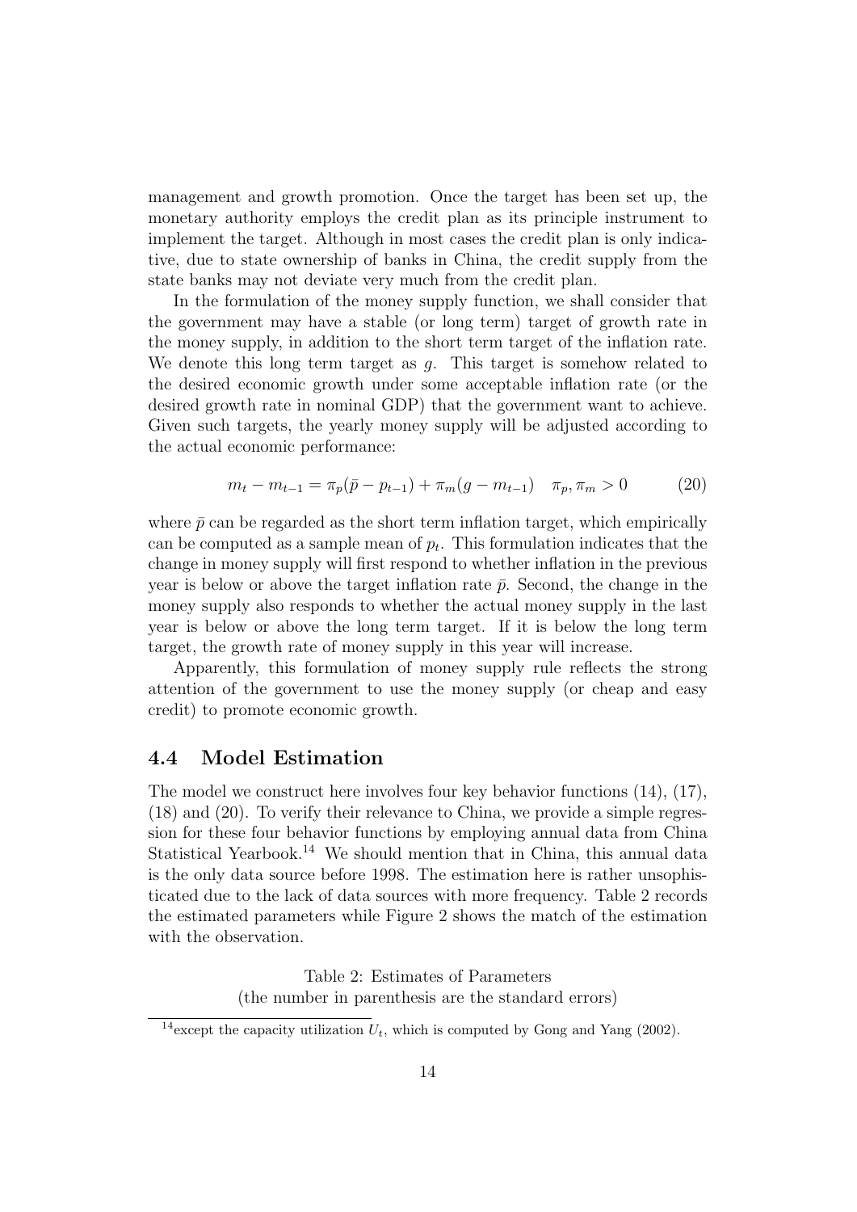management and growth promotion. Once the target has been set up, the monetary authority employs the credit plan as its principle instrument to implement the target. Although in most cases the credit plan is only indicative, due to state ownership of banks in China, the credit supply from the state banks may not deviate very much from the credit plan.

In the formulation of the money supply function, we shall consider that the government may have a stable (or long term) target of growth rate in the money supply, in addition to the short term target of the inflation rate. We denote this long term target as $g$. This target is somehow related to the desired economic growth under some acceptable inflation rate (or the desired growth rate in nominal GDP) that the government want to achieve. Given such targets, the yearly money supply will be adjusted according to the actual economic performance:

$$m_t - m_{t-1} = \pi_p(\bar{p} - p_{t-1}) + \pi_m(g - m_{t-1}) \quad \pi_p, \pi_m > 0 \tag{20}$$

where $\bar{p}$ can be regarded as the short term inflation target, which empirically can be computed as a sample mean of $p_t$. This formulation indicates that the change in money supply will first respond to whether inflation in the previous year is below or above the target inflation rate $\bar{p}$. Second, the change in the money supply also responds to whether the actual money supply in the last year is below or above the long term target. If it is below the long term target, the growth rate of money supply in this year will increase.

Apparently, this formulation of money supply rule reflects the strong attention of the government to use the money supply (or cheap and easy credit) to promote economic growth.

## 4.4 Model Estimation

The model we construct here involves four key behavior functions (14), (17), (18) and (20). To verify their relevance to China, we provide a simple regression for these four behavior functions by employing annual data from China Statistical Yearbook.[14] We should mention that in China, this annual data is the only data source before 1998. The estimation here is rather unsophisticated due to the lack of data sources with more frequency. Table 2 records the estimated parameters while Figure 2 shows the match of the estimation with the observation.

Table 2: Estimates of Parameters
(the number in parenthesis are the standard errors)

[14] except the capacity utilization $U_t$, which is computed by Gong and Yang (2002).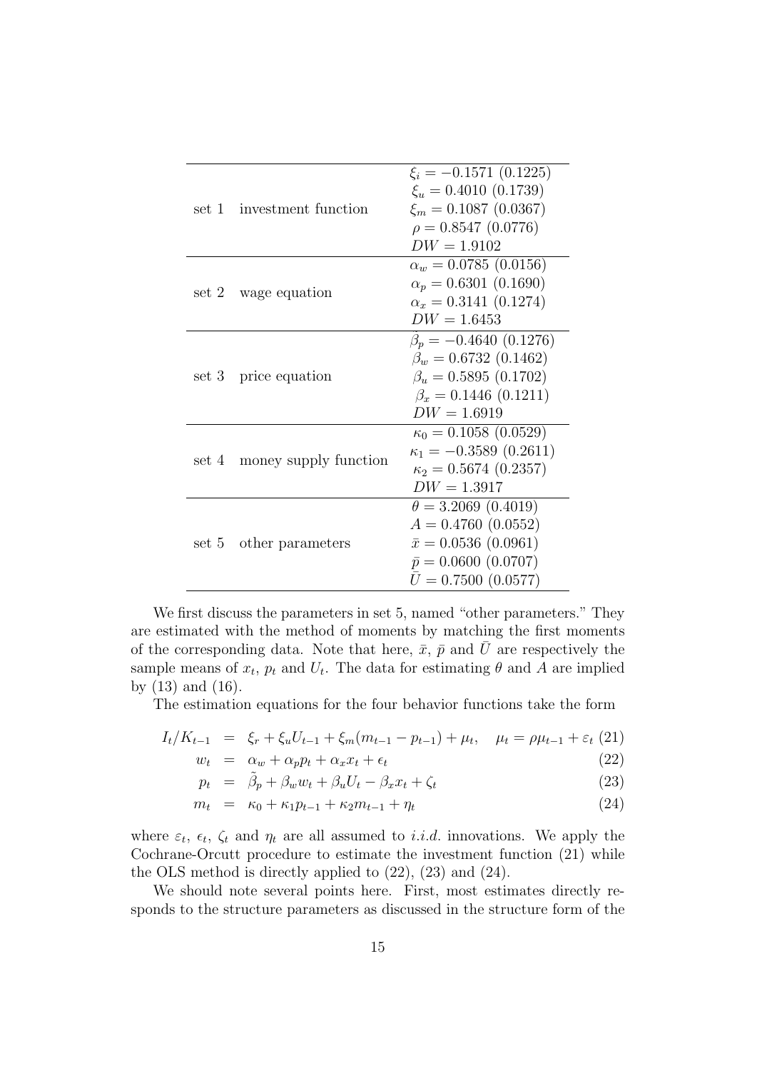| set | | estimates |
|---|---|---|
| set 1 | investment function | $\xi_i = -0.1571$ (0.1225)<br>$\xi_u = 0.4010$ (0.1739)<br>$\xi_m = 0.1087$ (0.0367)<br>$\rho = 0.8547$ (0.0776)<br>$DW = 1.9102$ |
| set 2 | wage equation | $\alpha_w = 0.0785$ (0.0156)<br>$\alpha_p = 0.6301$ (0.1690)<br>$\alpha_x = 0.3141$ (0.1274)<br>$DW = 1.6453$ |
| set 3 | price equation | $\tilde{\beta}_p = -0.4640$ (0.1276)<br>$\beta_w = 0.6732$ (0.1462)<br>$\beta_u = 0.5895$ (0.1702)<br>$\beta_x = 0.1446$ (0.1211)<br>$DW = 1.6919$ |
| set 4 | money supply function | $\kappa_0 = 0.1058$ (0.0529)<br>$\kappa_1 = -0.3589$ (0.2611)<br>$\kappa_2 = 0.5674$ (0.2357)<br>$DW = 1.3917$ |
| set 5 | other parameters | $\theta = 3.2069$ (0.4019)<br>$A = 0.4760$ (0.0552)<br>$\bar{x} = 0.0536$ (0.0961)<br>$\bar{p} = 0.0600$ (0.0707)<br>$\bar{U} = 0.7500$ (0.0577) |

We first discuss the parameters in set 5, named "other parameters." They are estimated with the method of moments by matching the first moments of the corresponding data. Note that here, $\bar{x}$, $\bar{p}$ and $\bar{U}$ are respectively the sample means of $x_t$, $p_t$ and $U_t$. The data for estimating $\theta$ and $A$ are implied by (13) and (16).

The estimation equations for the four behavior functions take the form

$$I_t/K_{t-1} = \xi_r + \xi_u U_{t-1} + \xi_m(m_{t-1} - p_{t-1}) + \mu_t, \quad \mu_t = \rho\mu_{t-1} + \varepsilon_t \tag{21}$$

$$w_t = \alpha_w + \alpha_p p_t + \alpha_x x_t + \epsilon_t \tag{22}$$

$$p_t = \tilde{\beta}_p + \beta_w w_t + \beta_u U_t - \beta_x x_t + \zeta_t \tag{23}$$

$$m_t = \kappa_0 + \kappa_1 p_{t-1} + \kappa_2 m_{t-1} + \eta_t \tag{24}$$

where $\varepsilon_t$, $\epsilon_t$, $\zeta_t$ and $\eta_t$ are all assumed to *i.i.d.* innovations. We apply the Cochrane-Orcutt procedure to estimate the investment function (21) while the OLS method is directly applied to (22), (23) and (24).

We should note several points here. First, most estimates directly responds to the structure parameters as discussed in the structure form of the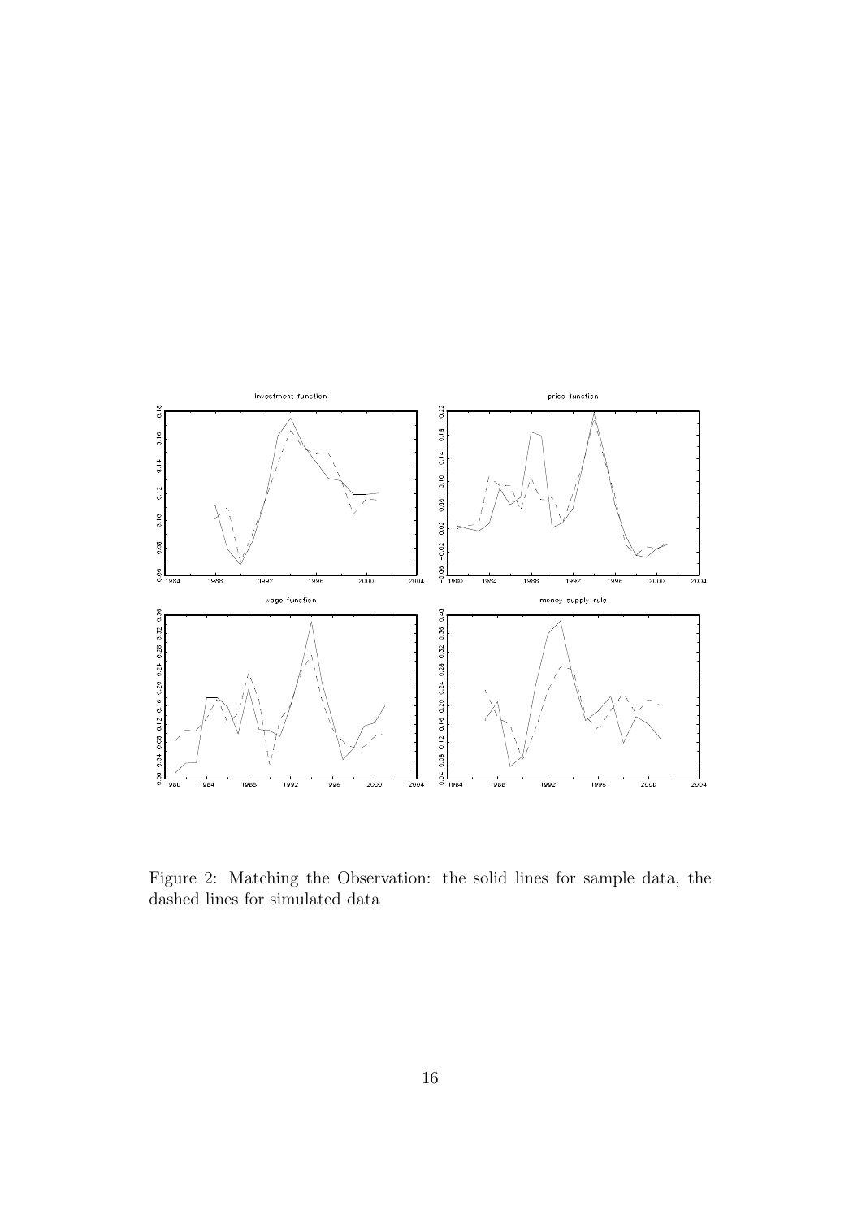Figure 2: Matching the Observation: the solid lines for sample data, the dashed lines for simulated data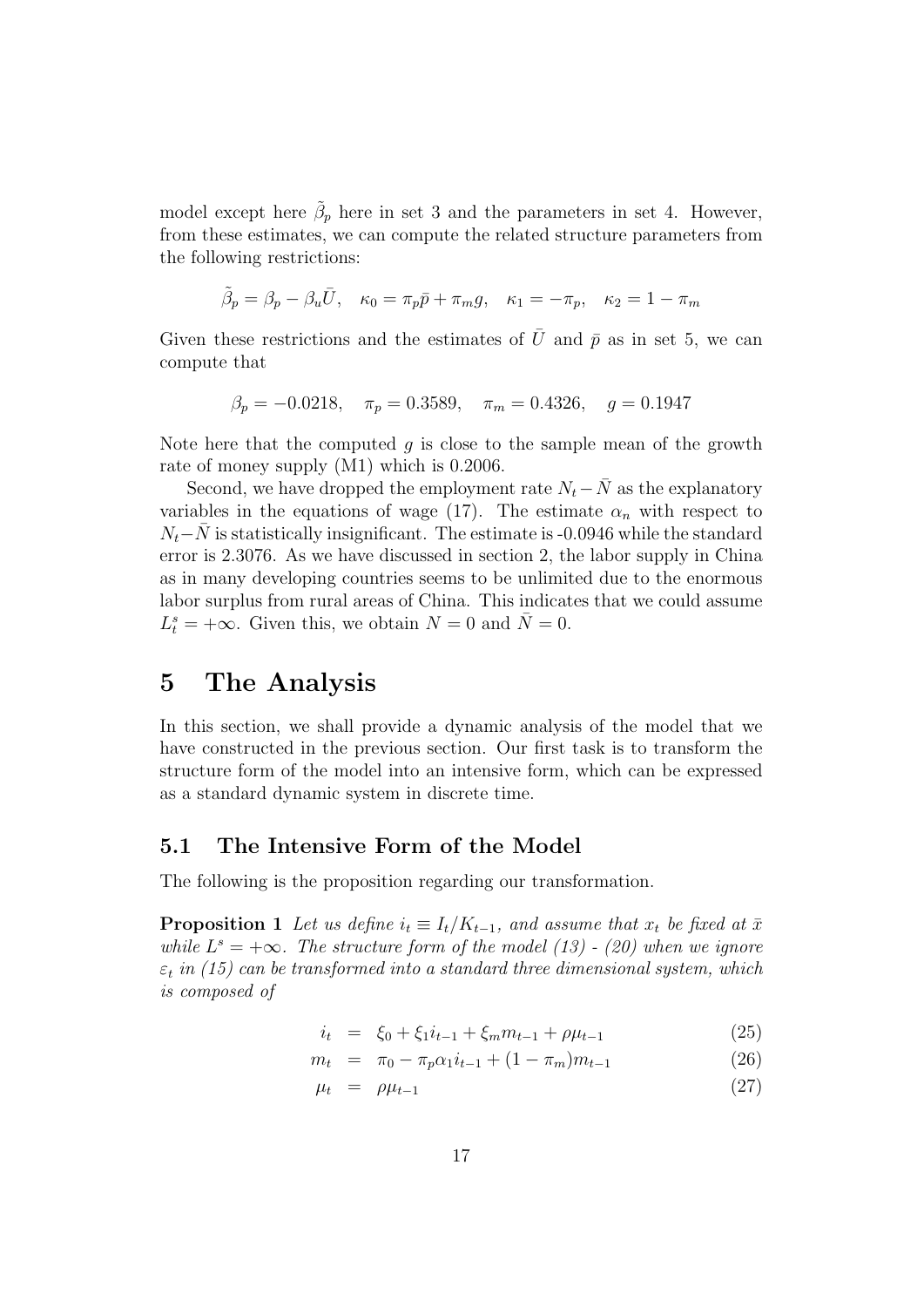model except here $\tilde{\beta}_p$ here in set 3 and the parameters in set 4. However, from these estimates, we can compute the related structure parameters from the following restrictions:

$$\tilde{\beta}_p = \beta_p - \beta_u \bar{U}, \quad \kappa_0 = \pi_p \bar{p} + \pi_m g, \quad \kappa_1 = -\pi_p, \quad \kappa_2 = 1 - \pi_m$$

Given these restrictions and the estimates of $\bar{U}$ and $\bar{p}$ as in set 5, we can compute that

$$\beta_p = -0.0218, \quad \pi_p = 0.3589, \quad \pi_m = 0.4326, \quad g = 0.1947$$

Note here that the computed $g$ is close to the sample mean of the growth rate of money supply (M1) which is 0.2006.

Second, we have dropped the employment rate $N_t - \bar{N}$ as the explanatory variables in the equations of wage (17). The estimate $\alpha_n$ with respect to $N_t - \bar{N}$ is statistically insignificant. The estimate is -0.0946 while the standard error is 2.3076. As we have discussed in section 2, the labor supply in China as in many developing countries seems to be unlimited due to the enormous labor surplus from rural areas of China. This indicates that we could assume $L_t^s = +\infty$. Given this, we obtain $N = 0$ and $\bar{N} = 0$.

# 5 The Analysis

In this section, we shall provide a dynamic analysis of the model that we have constructed in the previous section. Our first task is to transform the structure form of the model into an intensive form, which can be expressed as a standard dynamic system in discrete time.

## 5.1 The Intensive Form of the Model

The following is the proposition regarding our transformation.

**Proposition 1** *Let us define $i_t \equiv I_t/K_{t-1}$, and assume that $x_t$ be fixed at $\bar{x}$ while $L^s = +\infty$. The structure form of the model (13) - (20) when we ignore $\varepsilon_t$ in (15) can be transformed into a standard three dimensional system, which is composed of*

$$i_t = \xi_0 + \xi_1 i_{t-1} + \xi_m m_{t-1} + \rho \mu_{t-1} \tag{25}$$

$$m_t = \pi_0 - \pi_p \alpha_1 i_{t-1} + (1 - \pi_m) m_{t-1} \tag{26}$$

$$\mu_t = \rho \mu_{t-1} \tag{27}$$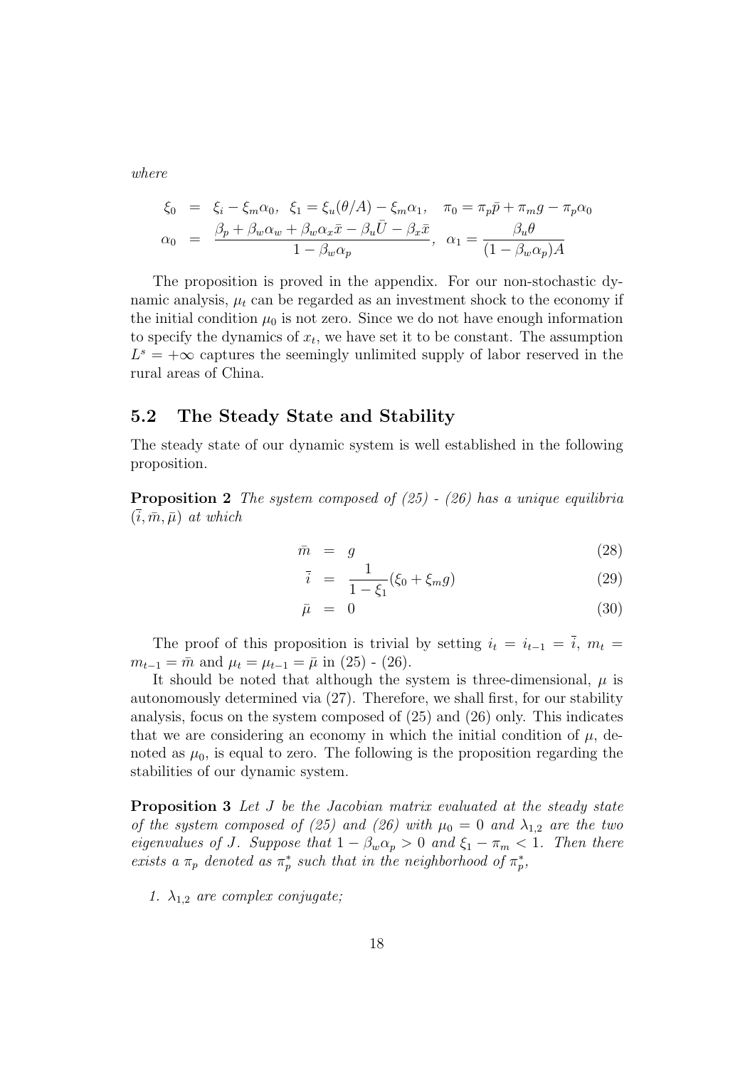*where*

$$
\begin{aligned}
\xi_0 &= \xi_i - \xi_m \alpha_0, \;\; \xi_1 = \xi_u(\theta/A) - \xi_m \alpha_1, \quad \pi_0 = \pi_p \bar{p} + \pi_m g - \pi_p \alpha_0 \\
\alpha_0 &= \frac{\beta_p + \beta_w \alpha_w + \beta_w \alpha_x \bar{x} - \beta_u \bar{U} - \beta_x \bar{x}}{1 - \beta_w \alpha_p}, \;\; \alpha_1 = \frac{\beta_u \theta}{(1 - \beta_w \alpha_p) A}
\end{aligned}
$$

The proposition is proved in the appendix. For our non-stochastic dynamic analysis, $\mu_t$ can be regarded as an investment shock to the economy if the initial condition $\mu_0$ is not zero. Since we do not have enough information to specify the dynamics of $x_t$, we have set it to be constant. The assumption $L^s = +\infty$ captures the seemingly unlimited supply of labor reserved in the rural areas of China.

## 5.2 The Steady State and Stability

The steady state of our dynamic system is well established in the following proposition.

**Proposition 2** *The system composed of (25) - (26) has a unique equilibria* $(\bar{i}, \bar{m}, \bar{\mu})$ *at which*

$$
\bar{m} = g \tag{28}
$$

$$
\bar{i} = \frac{1}{1 - \xi_1}(\xi_0 + \xi_m g) \tag{29}
$$

$$
\bar{\mu} = 0 \tag{30}
$$

The proof of this proposition is trivial by setting $i_t = i_{t-1} = \bar{i}$, $m_t = m_{t-1} = \bar{m}$ and $\mu_t = \mu_{t-1} = \bar{\mu}$ in (25) - (26).

It should be noted that although the system is three-dimensional, $\mu$ is autonomously determined via (27). Therefore, we shall first, for our stability analysis, focus on the system composed of (25) and (26) only. This indicates that we are considering an economy in which the initial condition of $\mu$, denoted as $\mu_0$, is equal to zero. The following is the proposition regarding the stabilities of our dynamic system.

**Proposition 3** *Let $J$ be the Jacobian matrix evaluated at the steady state of the system composed of (25) and (26) with $\mu_0 = 0$ and $\lambda_{1,2}$ are the two eigenvalues of $J$. Suppose that $1 - \beta_w \alpha_p > 0$ and $\xi_1 - \pi_m < 1$. Then there exists a $\pi_p$ denoted as $\pi_p^*$ such that in the neighborhood of $\pi_p^*$,*

1. *$\lambda_{1,2}$ are complex conjugate;*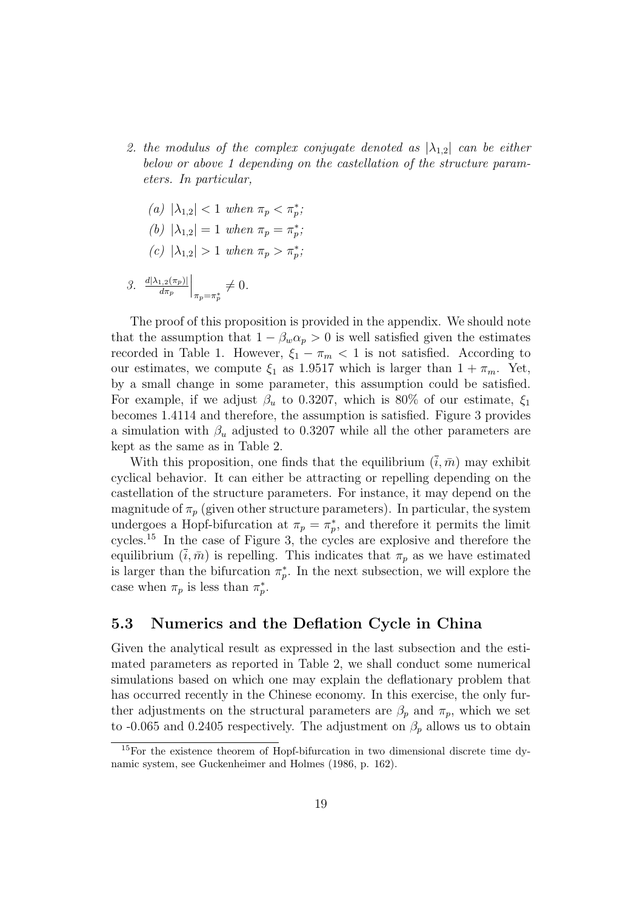2. *the modulus of the complex conjugate denoted as $|\lambda_{1,2}|$ can be either below or above 1 depending on the castellation of the structure parameters. In particular,*

   (a) $|\lambda_{1,2}| < 1$ *when* $\pi_p < \pi_p^*$;

   (b) $|\lambda_{1,2}| = 1$ *when* $\pi_p = \pi_p^*$;

   (c) $|\lambda_{1,2}| > 1$ *when* $\pi_p > \pi_p^*$;

3. $\left.\frac{d|\lambda_{1,2}(\pi_p)|}{d\pi_p}\right|_{\pi_p=\pi_p^*} \neq 0.$

The proof of this proposition is provided in the appendix. We should note that the assumption that $1 - \beta_w \alpha_p > 0$ is well satisfied given the estimates recorded in Table 1. However, $\xi_1 - \pi_m < 1$ is not satisfied. According to our estimates, we compute $\xi_1$ as 1.9517 which is larger than $1 + \pi_m$. Yet, by a small change in some parameter, this assumption could be satisfied. For example, if we adjust $\beta_u$ to 0.3207, which is 80% of our estimate, $\xi_1$ becomes 1.4114 and therefore, the assumption is satisfied. Figure 3 provides a simulation with $\beta_u$ adjusted to 0.3207 while all the other parameters are kept as the same as in Table 2.

With this proposition, one finds that the equilibrium $(\bar{i}, \bar{m})$ may exhibit cyclical behavior. It can either be attracting or repelling depending on the castellation of the structure parameters. For instance, it may depend on the magnitude of $\pi_p$ (given other structure parameters). In particular, the system undergoes a Hopf-bifurcation at $\pi_p = \pi_p^*$, and therefore it permits the limit cycles.[15] In the case of Figure 3, the cycles are explosive and therefore the equilibrium $(\bar{i}, \bar{m})$ is repelling. This indicates that $\pi_p$ as we have estimated is larger than the bifurcation $\pi_p^*$. In the next subsection, we will explore the case when $\pi_p$ is less than $\pi_p^*$.

## 5.3 Numerics and the Deflation Cycle in China

Given the analytical result as expressed in the last subsection and the estimated parameters as reported in Table 2, we shall conduct some numerical simulations based on which one may explain the deflationary problem that has occurred recently in the Chinese economy. In this exercise, the only further adjustments on the structural parameters are $\beta_p$ and $\pi_p$, which we set to -0.065 and 0.2405 respectively. The adjustment on $\beta_p$ allows us to obtain

[15] For the existence theorem of Hopf-bifurcation in two dimensional discrete time dynamic system, see Guckenheimer and Holmes (1986, p. 162).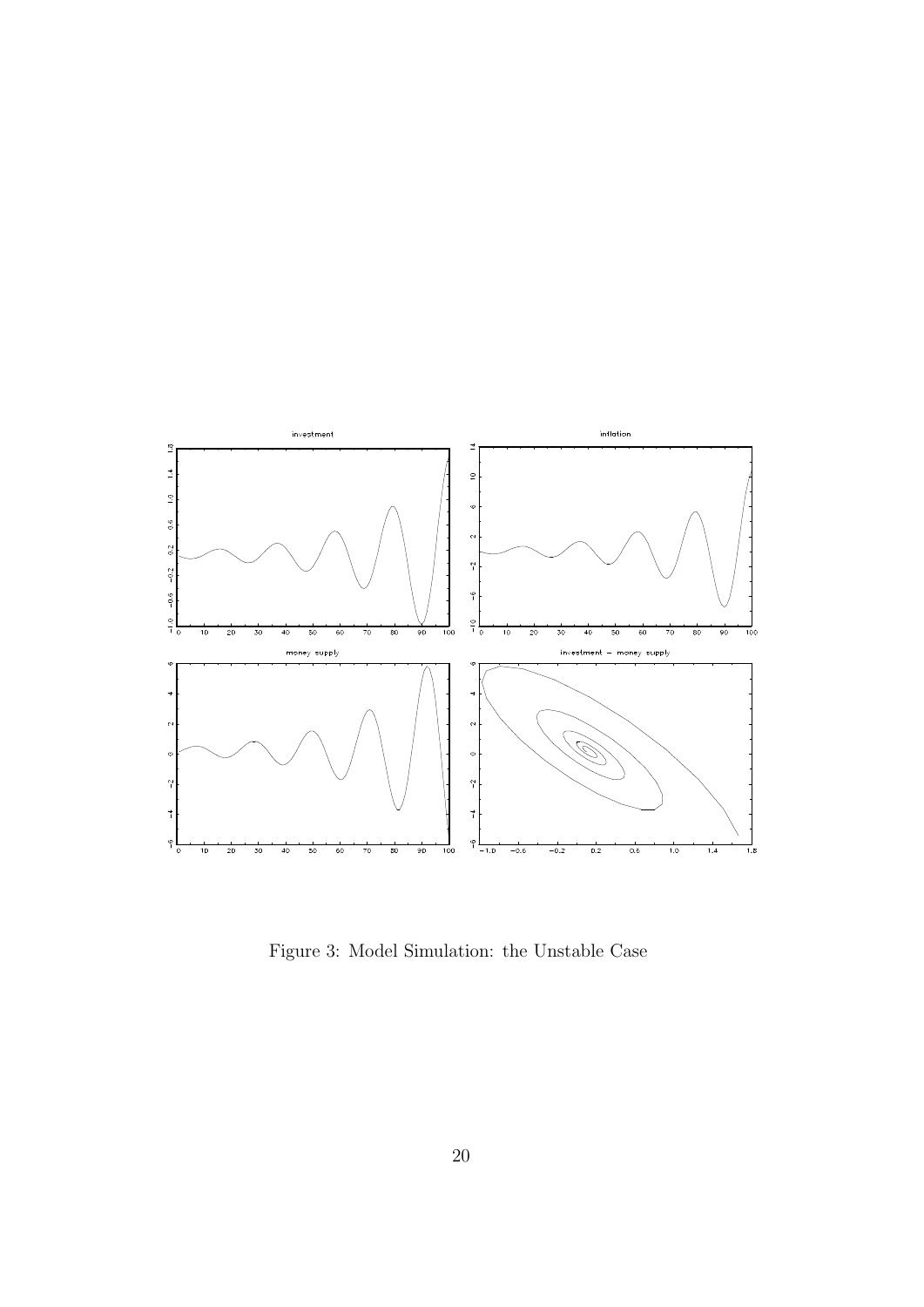Figure 3: Model Simulation: the Unstable Case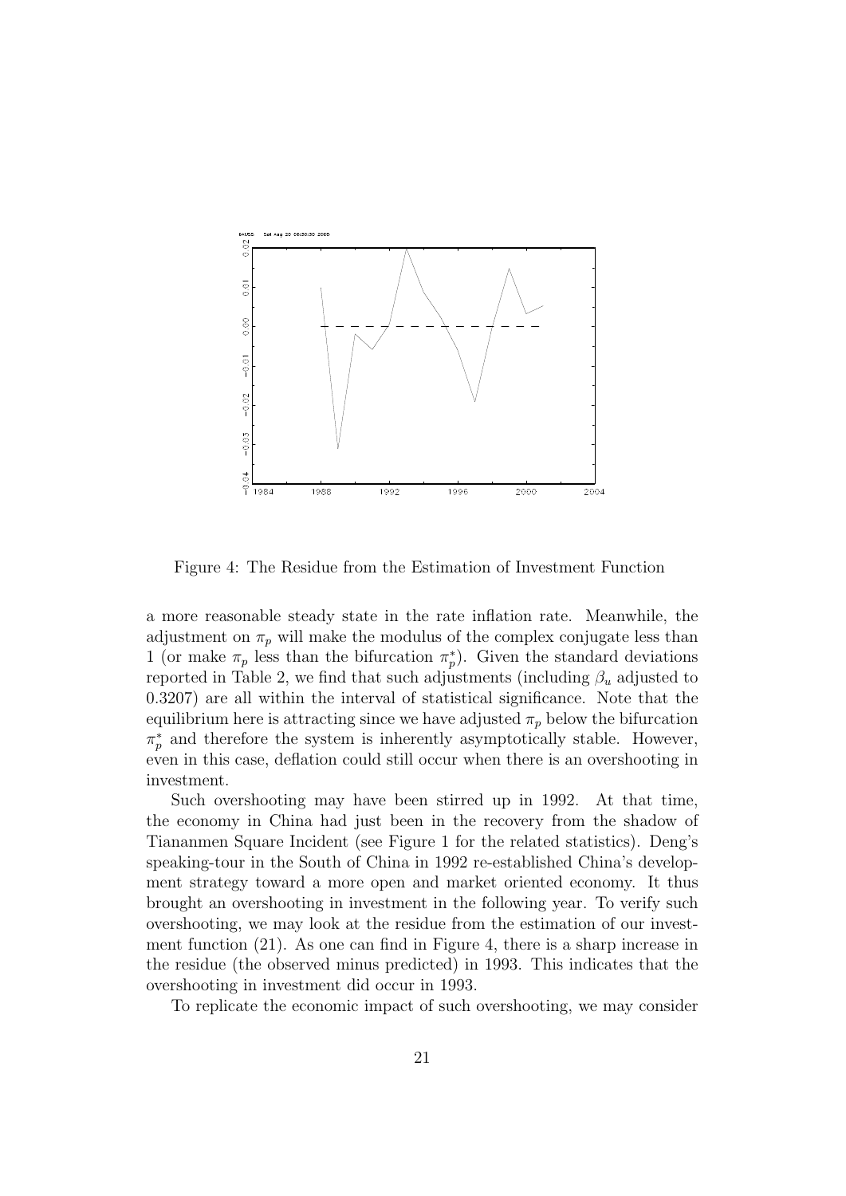Figure 4: The Residue from the Estimation of Investment Function

a more reasonable steady state in the rate inflation rate. Meanwhile, the adjustment on $\pi_p$ will make the modulus of the complex conjugate less than 1 (or make $\pi_p$ less than the bifurcation $\pi_p^*$). Given the standard deviations reported in Table 2, we find that such adjustments (including $\beta_u$ adjusted to 0.3207) are all within the interval of statistical significance. Note that the equilibrium here is attracting since we have adjusted $\pi_p$ below the bifurcation $\pi_p^*$ and therefore the system is inherently asymptotically stable. However, even in this case, deflation could still occur when there is an overshooting in investment.

Such overshooting may have been stirred up in 1992. At that time, the economy in China had just been in the recovery from the shadow of Tiananmen Square Incident (see Figure 1 for the related statistics). Deng's speaking-tour in the South of China in 1992 re-established China's development strategy toward a more open and market oriented economy. It thus brought an overshooting in investment in the following year. To verify such overshooting, we may look at the residue from the estimation of our investment function (21). As one can find in Figure 4, there is a sharp increase in the residue (the observed minus predicted) in 1993. This indicates that the overshooting in investment did occur in 1993.

To replicate the economic impact of such overshooting, we may consider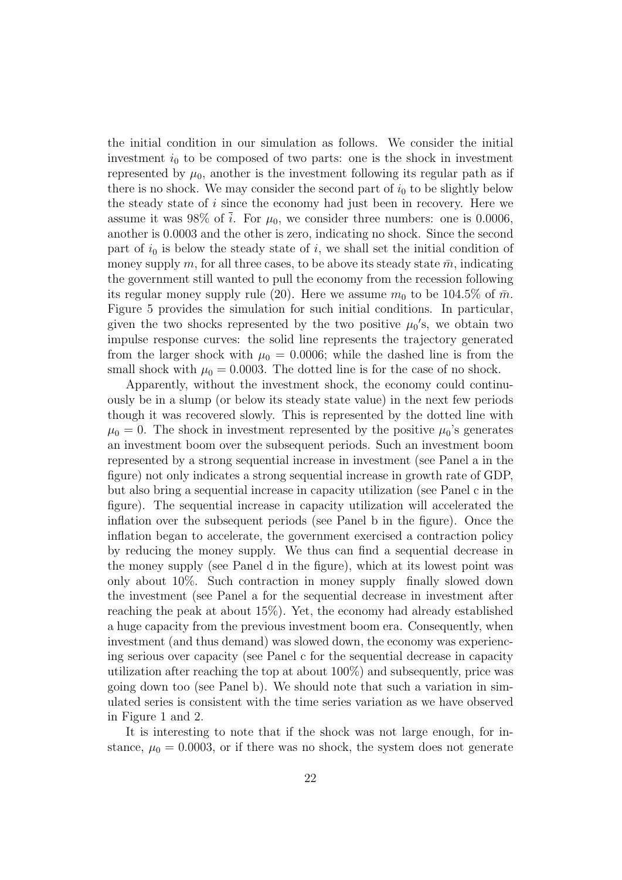the initial condition in our simulation as follows. We consider the initial investment $i_0$ to be composed of two parts: one is the shock in investment represented by $\mu_0$, another is the investment following its regular path as if there is no shock. We may consider the second part of $i_0$ to be slightly below the steady state of $i$ since the economy had just been in recovery. Here we assume it was 98% of $\bar{i}$. For $\mu_0$, we consider three numbers: one is 0.0006, another is 0.0003 and the other is zero, indicating no shock. Since the second part of $i_0$ is below the steady state of $i$, we shall set the initial condition of money supply $m$, for all three cases, to be above its steady state $\bar{m}$, indicating the government still wanted to pull the economy from the recession following its regular money supply rule (20). Here we assume $m_0$ to be 104.5% of $\bar{m}$. Figure 5 provides the simulation for such initial conditions. In particular, given the two shocks represented by the two positive $\mu_0'$s, we obtain two impulse response curves: the solid line represents the trajectory generated from the larger shock with $\mu_0 = 0.0006$; while the dashed line is from the small shock with $\mu_0 = 0.0003$. The dotted line is for the case of no shock.

Apparently, without the investment shock, the economy could continuously be in a slump (or below its steady state value) in the next few periods though it was recovered slowly. This is represented by the dotted line with $\mu_0 = 0$. The shock in investment represented by the positive $\mu_0$'s generates an investment boom over the subsequent periods. Such an investment boom represented by a strong sequential increase in investment (see Panel a in the figure) not only indicates a strong sequential increase in growth rate of GDP, but also bring a sequential increase in capacity utilization (see Panel c in the figure). The sequential increase in capacity utilization will accelerated the inflation over the subsequent periods (see Panel b in the figure). Once the inflation began to accelerate, the government exercised a contraction policy by reducing the money supply. We thus can find a sequential decrease in the money supply (see Panel d in the figure), which at its lowest point was only about 10%. Such contraction in money supply finally slowed down the investment (see Panel a for the sequential decrease in investment after reaching the peak at about 15%). Yet, the economy had already established a huge capacity from the previous investment boom era. Consequently, when investment (and thus demand) was slowed down, the economy was experiencing serious over capacity (see Panel c for the sequential decrease in capacity utilization after reaching the top at about 100%) and subsequently, price was going down too (see Panel b). We should note that such a variation in simulated series is consistent with the time series variation as we have observed in Figure 1 and 2.

It is interesting to note that if the shock was not large enough, for instance, $\mu_0 = 0.0003$, or if there was no shock, the system does not generate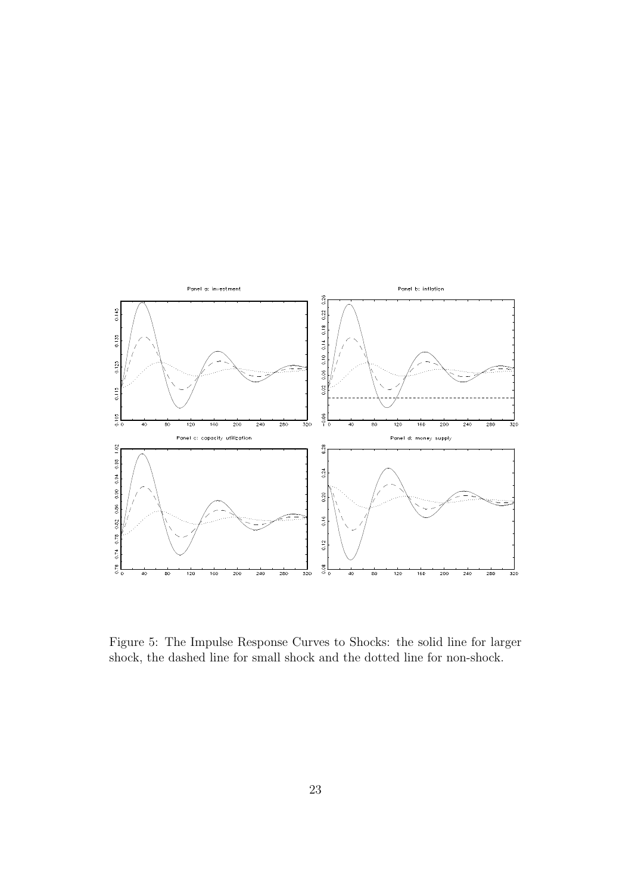Figure 5: The Impulse Response Curves to Shocks: the solid line for larger shock, the dashed line for small shock and the dotted line for non-shock.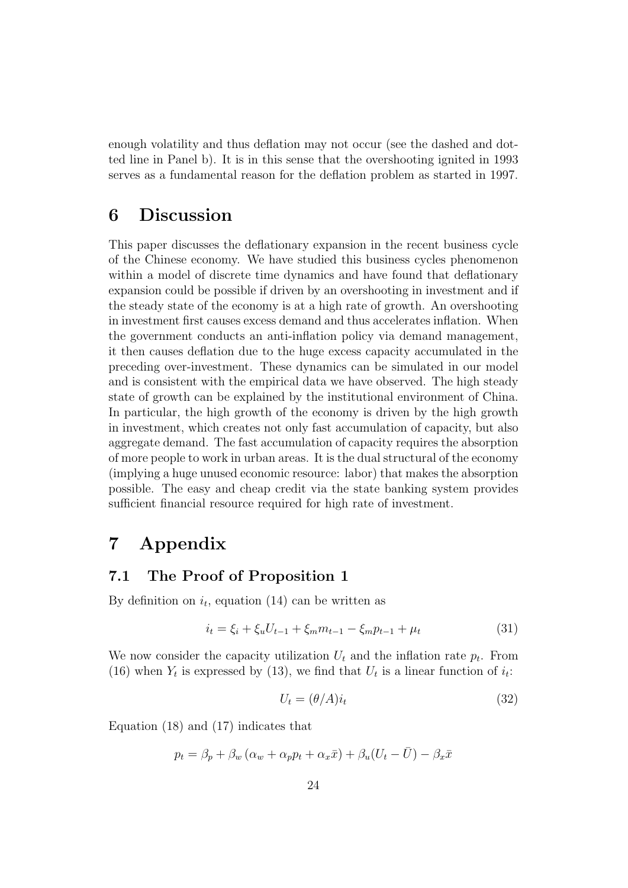enough volatility and thus deflation may not occur (see the dashed and dotted line in Panel b). It is in this sense that the overshooting ignited in 1993 serves as a fundamental reason for the deflation problem as started in 1997.

# 6 Discussion

This paper discusses the deflationary expansion in the recent business cycle of the Chinese economy. We have studied this business cycles phenomenon within a model of discrete time dynamics and have found that deflationary expansion could be possible if driven by an overshooting in investment and if the steady state of the economy is at a high rate of growth. An overshooting in investment first causes excess demand and thus accelerates inflation. When the government conducts an anti-inflation policy via demand management, it then causes deflation due to the huge excess capacity accumulated in the preceding over-investment. These dynamics can be simulated in our model and is consistent with the empirical data we have observed. The high steady state of growth can be explained by the institutional environment of China. In particular, the high growth of the economy is driven by the high growth in investment, which creates not only fast accumulation of capacity, but also aggregate demand. The fast accumulation of capacity requires the absorption of more people to work in urban areas. It is the dual structural of the economy (implying a huge unused economic resource: labor) that makes the absorption possible. The easy and cheap credit via the state banking system provides sufficient financial resource required for high rate of investment.

# 7 Appendix

## 7.1 The Proof of Proposition 1

By definition on $i_t$, equation (14) can be written as

$$i_t = \xi_i + \xi_u U_{t-1} + \xi_m m_{t-1} - \xi_m p_{t-1} + \mu_t \tag{31}$$

We now consider the capacity utilization $U_t$ and the inflation rate $p_t$. From (16) when $Y_t$ is expressed by (13), we find that $U_t$ is a linear function of $i_t$:

$$U_t = (\theta/A) i_t \tag{32}$$

Equation (18) and (17) indicates that

$$p_t = \beta_p + \beta_w \left(\alpha_w + \alpha_p p_t + \alpha_x \bar{x}\right) + \beta_u (U_t - \bar{U}) - \beta_x \bar{x}$$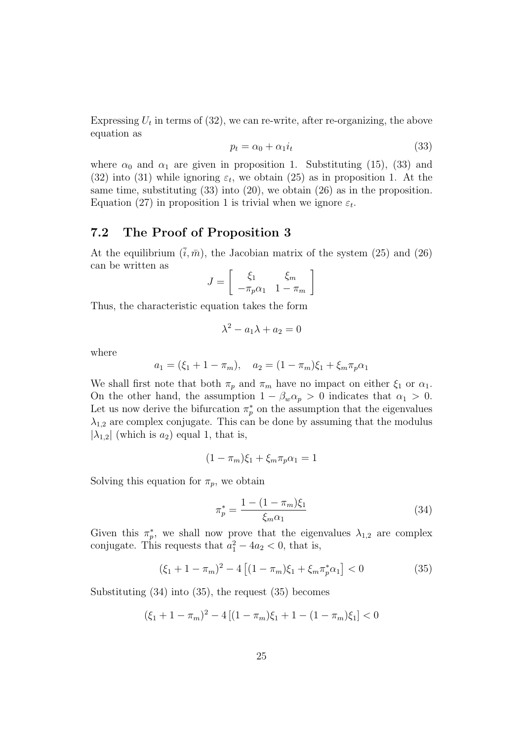Expressing $U_t$ in terms of (32), we can re-write, after re-organizing, the above equation as

$$p_t = \alpha_0 + \alpha_1 i_t \tag{33}$$

where $\alpha_0$ and $\alpha_1$ are given in proposition 1. Substituting (15), (33) and (32) into (31) while ignoring $\varepsilon_t$, we obtain (25) as in proposition 1. At the same time, substituting (33) into (20), we obtain (26) as in the proposition. Equation (27) in proposition 1 is trivial when we ignore $\varepsilon_t$.

## 7.2 The Proof of Proposition 3

At the equilibrium $(\bar{i}, \bar{m})$, the Jacobian matrix of the system (25) and (26) can be written as

$$J = \begin{bmatrix} \xi_1 & \xi_m \\ -\pi_p \alpha_1 & 1 - \pi_m \end{bmatrix}$$

Thus, the characteristic equation takes the form

$$\lambda^2 - a_1 \lambda + a_2 = 0$$

where

$$a_1 = (\xi_1 + 1 - \pi_m), \quad a_2 = (1 - \pi_m)\xi_1 + \xi_m \pi_p \alpha_1$$

We shall first note that both $\pi_p$ and $\pi_m$ have no impact on either $\xi_1$ or $\alpha_1$. On the other hand, the assumption $1 - \beta_w \alpha_p > 0$ indicates that $\alpha_1 > 0$. Let us now derive the bifurcation $\pi_p^*$ on the assumption that the eigenvalues $\lambda_{1,2}$ are complex conjugate. This can be done by assuming that the modulus $|\lambda_{1,2}|$ (which is $a_2$) equal 1, that is,

$$(1 - \pi_m)\xi_1 + \xi_m \pi_p \alpha_1 = 1$$

Solving this equation for $\pi_p$, we obtain

$$\pi_p^* = \frac{1 - (1 - \pi_m)\xi_1}{\xi_m \alpha_1} \tag{34}$$

Given this $\pi_p^*$, we shall now prove that the eigenvalues $\lambda_{1,2}$ are complex conjugate. This requests that $a_1^2 - 4a_2 < 0$, that is,

$$(\xi_1 + 1 - \pi_m)^2 - 4\left[(1 - \pi_m)\xi_1 + \xi_m \pi_p^* \alpha_1\right] < 0 \tag{35}$$

Substituting (34) into (35), the request (35) becomes

$$(\xi_1 + 1 - \pi_m)^2 - 4\left[(1 - \pi_m)\xi_1 + 1 - (1 - \pi_m)\xi_1\right] < 0$$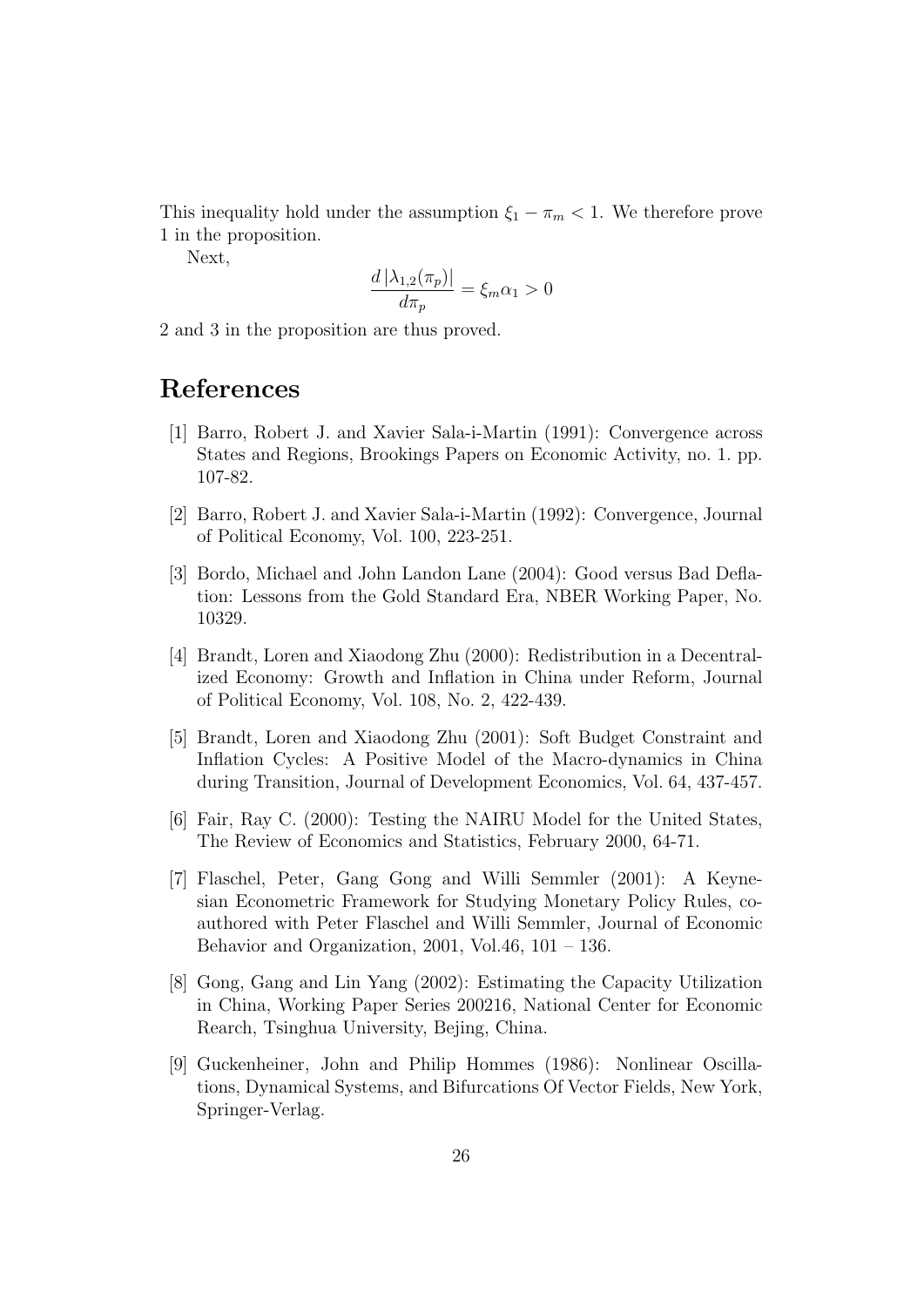This inequality hold under the assumption $\xi_1 - \pi_m < 1$. We therefore prove 1 in the proposition.

Next,

$$\frac{d\,|\lambda_{1,2}(\pi_p)|}{d\pi_p} = \xi_m \alpha_1 > 0$$

2 and 3 in the proposition are thus proved.

# References

[1] Barro, Robert J. and Xavier Sala-i-Martin (1991): Convergence across States and Regions, Brookings Papers on Economic Activity, no. 1. pp. 107-82.

[2] Barro, Robert J. and Xavier Sala-i-Martin (1992): Convergence, Journal of Political Economy, Vol. 100, 223-251.

[3] Bordo, Michael and John Landon Lane (2004): Good versus Bad Deflation: Lessons from the Gold Standard Era, NBER Working Paper, No. 10329.

[4] Brandt, Loren and Xiaodong Zhu (2000): Redistribution in a Decentralized Economy: Growth and Inflation in China under Reform, Journal of Political Economy, Vol. 108, No. 2, 422-439.

[5] Brandt, Loren and Xiaodong Zhu (2001): Soft Budget Constraint and Inflation Cycles: A Positive Model of the Macro-dynamics in China during Transition, Journal of Development Economics, Vol. 64, 437-457.

[6] Fair, Ray C. (2000): Testing the NAIRU Model for the United States, The Review of Economics and Statistics, February 2000, 64-71.

[7] Flaschel, Peter, Gang Gong and Willi Semmler (2001): A Keynesian Econometric Framework for Studying Monetary Policy Rules, coauthored with Peter Flaschel and Willi Semmler, Journal of Economic Behavior and Organization, 2001, Vol.46, 101 – 136.

[8] Gong, Gang and Lin Yang (2002): Estimating the Capacity Utilization in China, Working Paper Series 200216, National Center for Economic Rearch, Tsinghua University, Bejing, China.

[9] Guckenheiner, John and Philip Hommes (1986): Nonlinear Oscillations, Dynamical Systems, and Bifurcations Of Vector Fields, New York, Springer-Verlag.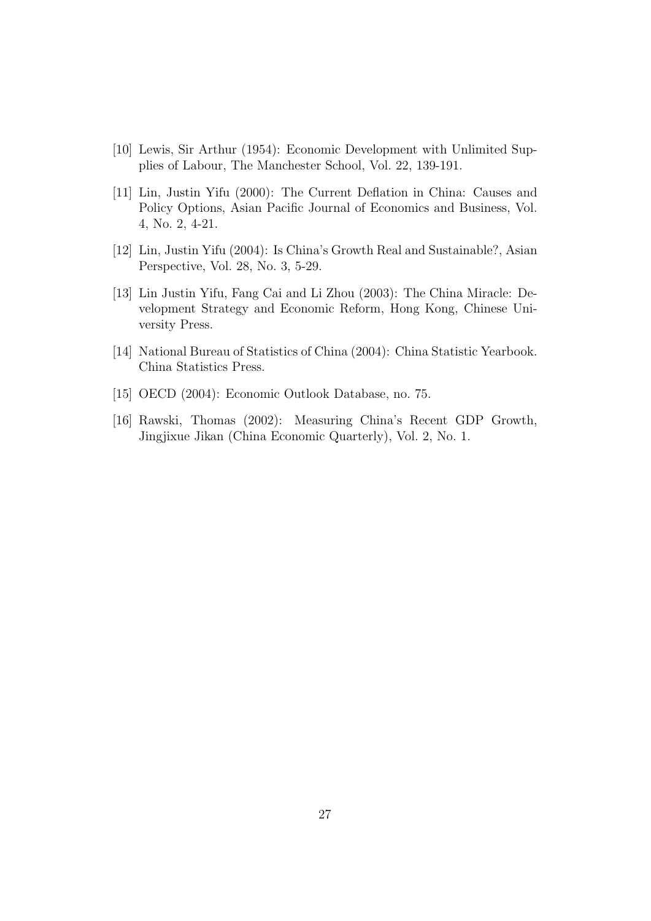[10] Lewis, Sir Arthur (1954): Economic Development with Unlimited Supplies of Labour, The Manchester School, Vol. 22, 139-191.

[11] Lin, Justin Yifu (2000): The Current Deflation in China: Causes and Policy Options, Asian Pacific Journal of Economics and Business, Vol. 4, No. 2, 4-21.

[12] Lin, Justin Yifu (2004): Is China's Growth Real and Sustainable?, Asian Perspective, Vol. 28, No. 3, 5-29.

[13] Lin Justin Yifu, Fang Cai and Li Zhou (2003): The China Miracle: Development Strategy and Economic Reform, Hong Kong, Chinese University Press.

[14] National Bureau of Statistics of China (2004): China Statistic Yearbook. China Statistics Press.

[15] OECD (2004): Economic Outlook Database, no. 75.

[16] Rawski, Thomas (2002): Measuring China's Recent GDP Growth, Jingjixue Jikan (China Economic Quarterly), Vol. 2, No. 1.